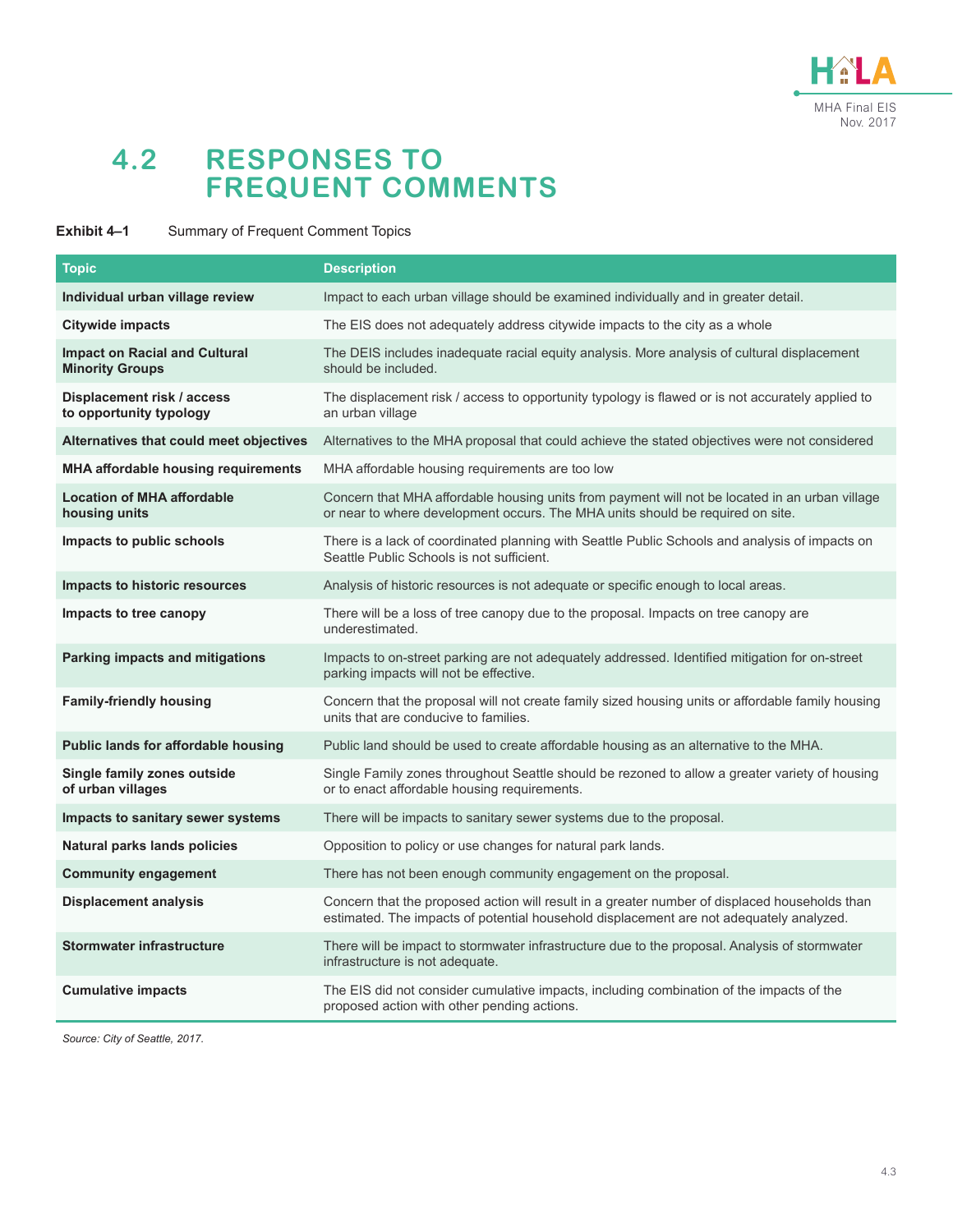# 4.2 RESPONSES TO FREQUENT COMMENTS

**Exhibit 4–1** Summary of Frequent Comment Topics

| Topic | Description |
|---|---|
| **Individual urban village review** | Impact to each urban village should be examined individually and in greater detail. |
| **Citywide impacts** | The EIS does not adequately address citywide impacts to the city as a whole |
| **Impact on Racial and Cultural Minority Groups** | The DEIS includes inadequate racial equity analysis. More analysis of cultural displacement should be included. |
| **Displacement risk / access to opportunity typology** | The displacement risk / access to opportunity typology is flawed or is not accurately applied to an urban village |
| **Alternatives that could meet objectives** | Alternatives to the MHA proposal that could achieve the stated objectives were not considered |
| **MHA affordable housing requirements** | MHA affordable housing requirements are too low |
| **Location of MHA affordable housing units** | Concern that MHA affordable housing units from payment will not be located in an urban village or near to where development occurs. The MHA units should be required on site. |
| **Impacts to public schools** | There is a lack of coordinated planning with Seattle Public Schools and analysis of impacts on Seattle Public Schools is not sufficient. |
| **Impacts to historic resources** | Analysis of historic resources is not adequate or specific enough to local areas. |
| **Impacts to tree canopy** | There will be a loss of tree canopy due to the proposal. Impacts on tree canopy are underestimated. |
| **Parking impacts and mitigations** | Impacts to on-street parking are not adequately addressed. Identified mitigation for on-street parking impacts will not be effective. |
| **Family-friendly housing** | Concern that the proposal will not create family sized housing units or affordable family housing units that are conducive to families. |
| **Public lands for affordable housing** | Public land should be used to create affordable housing as an alternative to the MHA. |
| **Single family zones outside of urban villages** | Single Family zones throughout Seattle should be rezoned to allow a greater variety of housing or to enact affordable housing requirements. |
| **Impacts to sanitary sewer systems** | There will be impacts to sanitary sewer systems due to the proposal. |
| **Natural parks lands policies** | Opposition to policy or use changes for natural park lands. |
| **Community engagement** | There has not been enough community engagement on the proposal. |
| **Displacement analysis** | Concern that the proposed action will result in a greater number of displaced households than estimated. The impacts of potential household displacement are not adequately analyzed. |
| **Stormwater infrastructure** | There will be impact to stormwater infrastructure due to the proposal. Analysis of stormwater infrastructure is not adequate. |
| **Cumulative impacts** | The EIS did not consider cumulative impacts, including combination of the impacts of the proposed action with other pending actions. |

*Source: City of Seattle, 2017.*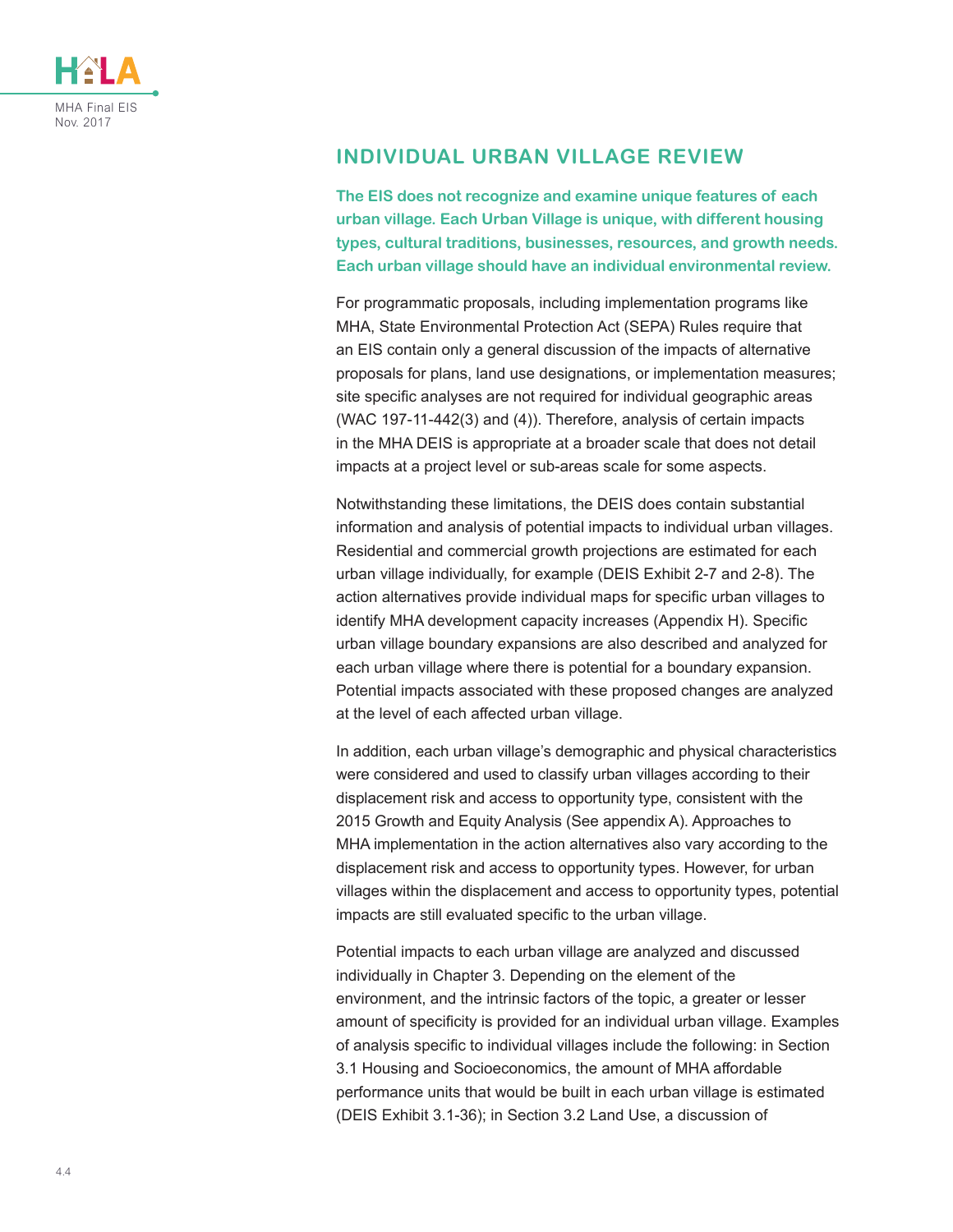## INDIVIDUAL URBAN VILLAGE REVIEW

**The EIS does not recognize and examine unique features of each urban village. Each Urban Village is unique, with different housing types, cultural traditions, businesses, resources, and growth needs. Each urban village should have an individual environmental review.**

For programmatic proposals, including implementation programs like MHA, State Environmental Protection Act (SEPA) Rules require that an EIS contain only a general discussion of the impacts of alternative proposals for plans, land use designations, or implementation measures; site specific analyses are not required for individual geographic areas (WAC 197-11-442(3) and (4)). Therefore, analysis of certain impacts in the MHA DEIS is appropriate at a broader scale that does not detail impacts at a project level or sub-areas scale for some aspects.

Notwithstanding these limitations, the DEIS does contain substantial information and analysis of potential impacts to individual urban villages. Residential and commercial growth projections are estimated for each urban village individually, for example (DEIS Exhibit 2-7 and 2-8). The action alternatives provide individual maps for specific urban villages to identify MHA development capacity increases (Appendix H). Specific urban village boundary expansions are also described and analyzed for each urban village where there is potential for a boundary expansion. Potential impacts associated with these proposed changes are analyzed at the level of each affected urban village.

In addition, each urban village's demographic and physical characteristics were considered and used to classify urban villages according to their displacement risk and access to opportunity type, consistent with the 2015 Growth and Equity Analysis (See appendix A). Approaches to MHA implementation in the action alternatives also vary according to the displacement risk and access to opportunity types. However, for urban villages within the displacement and access to opportunity types, potential impacts are still evaluated specific to the urban village.

Potential impacts to each urban village are analyzed and discussed individually in Chapter 3. Depending on the element of the environment, and the intrinsic factors of the topic, a greater or lesser amount of specificity is provided for an individual urban village. Examples of analysis specific to individual villages include the following: in Section 3.1 Housing and Socioeconomics, the amount of MHA affordable performance units that would be built in each urban village is estimated (DEIS Exhibit 3.1-36); in Section 3.2 Land Use, a discussion of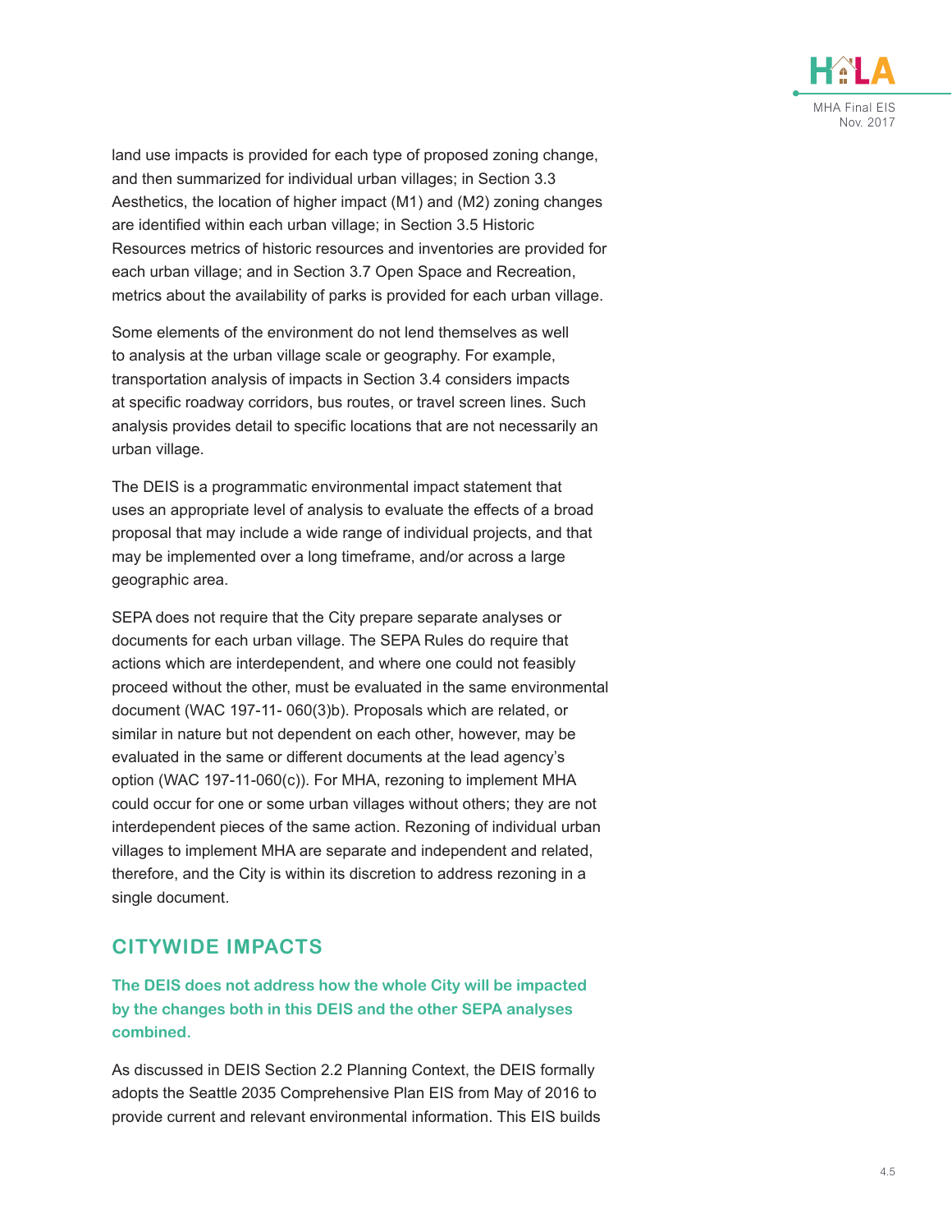land use impacts is provided for each type of proposed zoning change, and then summarized for individual urban villages; in Section 3.3 Aesthetics, the location of higher impact (M1) and (M2) zoning changes are identified within each urban village; in Section 3.5 Historic Resources metrics of historic resources and inventories are provided for each urban village; and in Section 3.7 Open Space and Recreation, metrics about the availability of parks is provided for each urban village.

Some elements of the environment do not lend themselves as well to analysis at the urban village scale or geography. For example, transportation analysis of impacts in Section 3.4 considers impacts at specific roadway corridors, bus routes, or travel screen lines. Such analysis provides detail to specific locations that are not necessarily an urban village.

The DEIS is a programmatic environmental impact statement that uses an appropriate level of analysis to evaluate the effects of a broad proposal that may include a wide range of individual projects, and that may be implemented over a long timeframe, and/or across a large geographic area.

SEPA does not require that the City prepare separate analyses or documents for each urban village. The SEPA Rules do require that actions which are interdependent, and where one could not feasibly proceed without the other, must be evaluated in the same environmental document (WAC 197-11- 060(3)b). Proposals which are related, or similar in nature but not dependent on each other, however, may be evaluated in the same or different documents at the lead agency's option (WAC 197-11-060(c)). For MHA, rezoning to implement MHA could occur for one or some urban villages without others; they are not interdependent pieces of the same action. Rezoning of individual urban villages to implement MHA are separate and independent and related, therefore, and the City is within its discretion to address rezoning in a single document.

## CITYWIDE IMPACTS

**The DEIS does not address how the whole City will be impacted by the changes both in this DEIS and the other SEPA analyses combined.**

As discussed in DEIS Section 2.2 Planning Context, the DEIS formally adopts the Seattle 2035 Comprehensive Plan EIS from May of 2016 to provide current and relevant environmental information. This EIS builds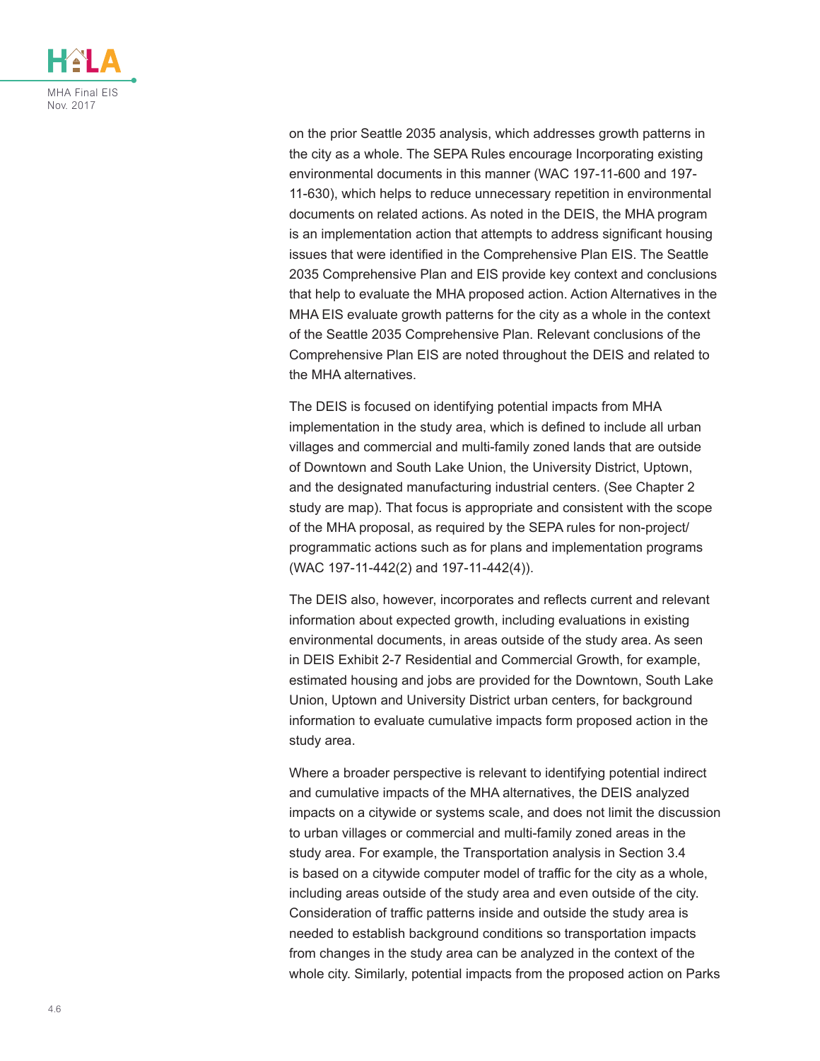on the prior Seattle 2035 analysis, which addresses growth patterns in the city as a whole. The SEPA Rules encourage Incorporating existing environmental documents in this manner (WAC 197-11-600 and 197-11-630), which helps to reduce unnecessary repetition in environmental documents on related actions. As noted in the DEIS, the MHA program is an implementation action that attempts to address significant housing issues that were identified in the Comprehensive Plan EIS. The Seattle 2035 Comprehensive Plan and EIS provide key context and conclusions that help to evaluate the MHA proposed action. Action Alternatives in the MHA EIS evaluate growth patterns for the city as a whole in the context of the Seattle 2035 Comprehensive Plan. Relevant conclusions of the Comprehensive Plan EIS are noted throughout the DEIS and related to the MHA alternatives.

The DEIS is focused on identifying potential impacts from MHA implementation in the study area, which is defined to include all urban villages and commercial and multi-family zoned lands that are outside of Downtown and South Lake Union, the University District, Uptown, and the designated manufacturing industrial centers. (See Chapter 2 study are map). That focus is appropriate and consistent with the scope of the MHA proposal, as required by the SEPA rules for non-project/programmatic actions such as for plans and implementation programs (WAC 197-11-442(2) and 197-11-442(4)).

The DEIS also, however, incorporates and reflects current and relevant information about expected growth, including evaluations in existing environmental documents, in areas outside of the study area. As seen in DEIS Exhibit 2-7 Residential and Commercial Growth, for example, estimated housing and jobs are provided for the Downtown, South Lake Union, Uptown and University District urban centers, for background information to evaluate cumulative impacts form proposed action in the study area.

Where a broader perspective is relevant to identifying potential indirect and cumulative impacts of the MHA alternatives, the DEIS analyzed impacts on a citywide or systems scale, and does not limit the discussion to urban villages or commercial and multi-family zoned areas in the study area. For example, the Transportation analysis in Section 3.4 is based on a citywide computer model of traffic for the city as a whole, including areas outside of the study area and even outside of the city. Consideration of traffic patterns inside and outside the study area is needed to establish background conditions so transportation impacts from changes in the study area can be analyzed in the context of the whole city. Similarly, potential impacts from the proposed action on Parks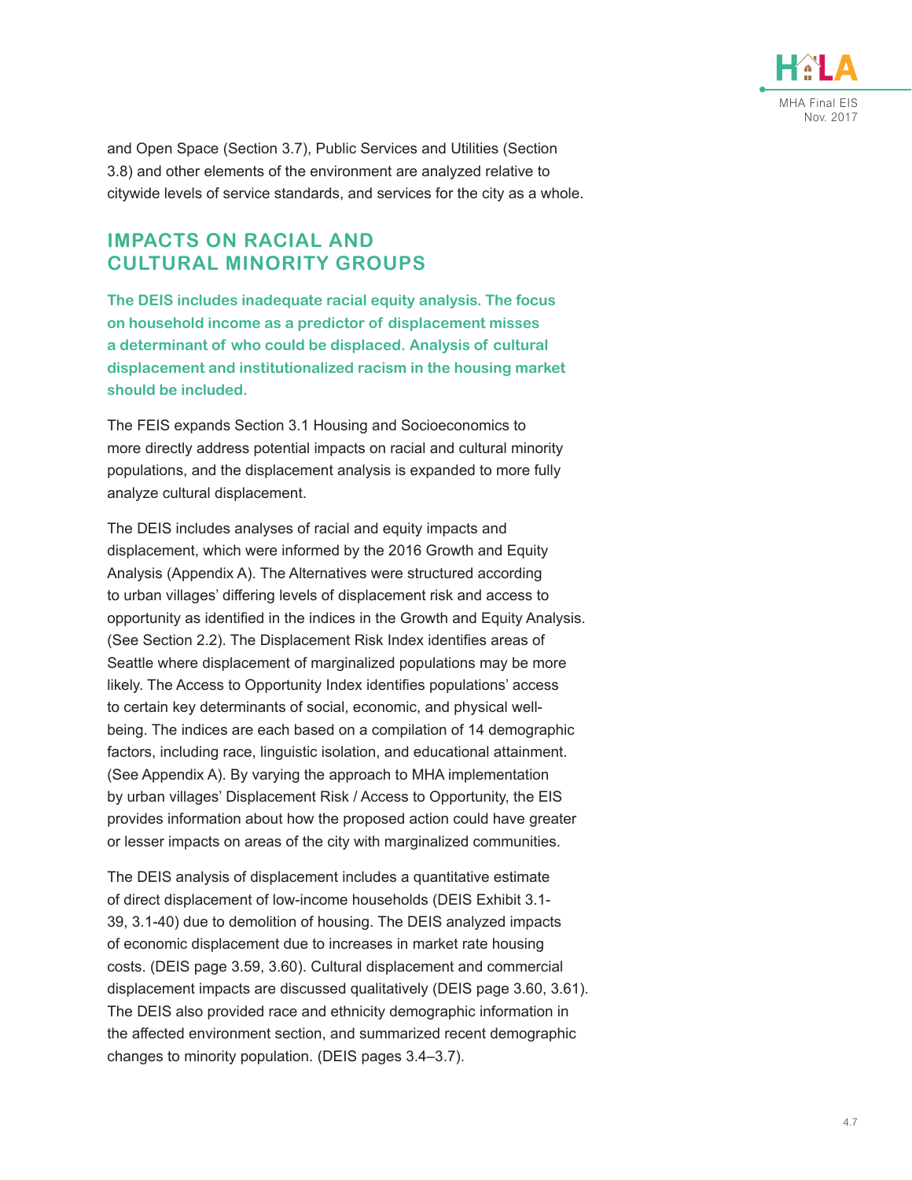and Open Space (Section 3.7), Public Services and Utilities (Section 3.8) and other elements of the environment are analyzed relative to citywide levels of service standards, and services for the city as a whole.

## IMPACTS ON RACIAL AND CULTURAL MINORITY GROUPS

**The DEIS includes inadequate racial equity analysis. The focus on household income as a predictor of displacement misses a determinant of who could be displaced. Analysis of cultural displacement and institutionalized racism in the housing market should be included.**

The FEIS expands Section 3.1 Housing and Socioeconomics to more directly address potential impacts on racial and cultural minority populations, and the displacement analysis is expanded to more fully analyze cultural displacement.

The DEIS includes analyses of racial and equity impacts and displacement, which were informed by the 2016 Growth and Equity Analysis (Appendix A). The Alternatives were structured according to urban villages' differing levels of displacement risk and access to opportunity as identified in the indices in the Growth and Equity Analysis. (See Section 2.2). The Displacement Risk Index identifies areas of Seattle where displacement of marginalized populations may be more likely. The Access to Opportunity Index identifies populations' access to certain key determinants of social, economic, and physical well-being. The indices are each based on a compilation of 14 demographic factors, including race, linguistic isolation, and educational attainment. (See Appendix A). By varying the approach to MHA implementation by urban villages' Displacement Risk / Access to Opportunity, the EIS provides information about how the proposed action could have greater or lesser impacts on areas of the city with marginalized communities.

The DEIS analysis of displacement includes a quantitative estimate of direct displacement of low-income households (DEIS Exhibit 3.1-39, 3.1-40) due to demolition of housing. The DEIS analyzed impacts of economic displacement due to increases in market rate housing costs. (DEIS page 3.59, 3.60). Cultural displacement and commercial displacement impacts are discussed qualitatively (DEIS page 3.60, 3.61). The DEIS also provided race and ethnicity demographic information in the affected environment section, and summarized recent demographic changes to minority population. (DEIS pages 3.4–3.7).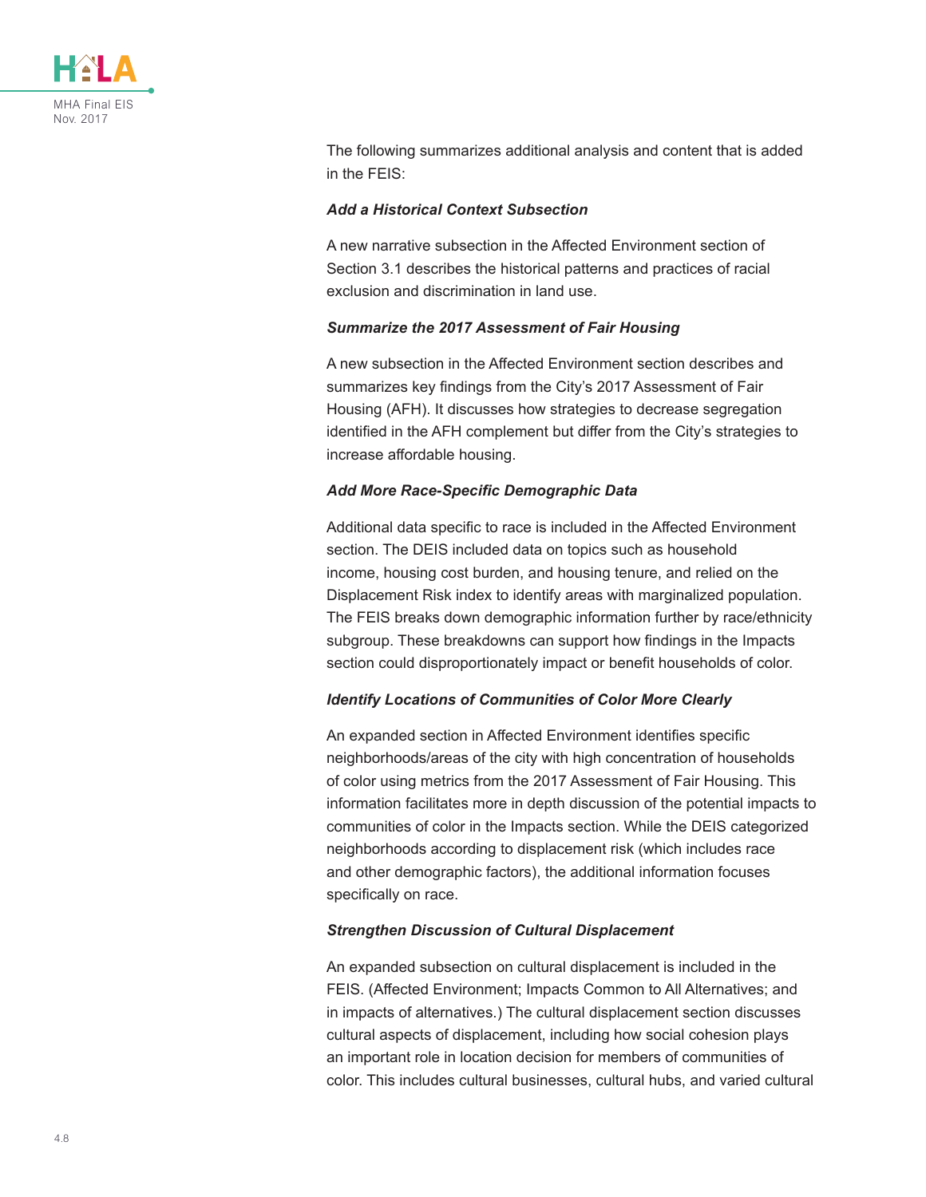The following summarizes additional analysis and content that is added in the FEIS:

***Add a Historical Context Subsection***

A new narrative subsection in the Affected Environment section of Section 3.1 describes the historical patterns and practices of racial exclusion and discrimination in land use.

***Summarize the 2017 Assessment of Fair Housing***

A new subsection in the Affected Environment section describes and summarizes key findings from the City's 2017 Assessment of Fair Housing (AFH). It discusses how strategies to decrease segregation identified in the AFH complement but differ from the City's strategies to increase affordable housing.

***Add More Race-Specific Demographic Data***

Additional data specific to race is included in the Affected Environment section. The DEIS included data on topics such as household income, housing cost burden, and housing tenure, and relied on the Displacement Risk index to identify areas with marginalized population. The FEIS breaks down demographic information further by race/ethnicity subgroup. These breakdowns can support how findings in the Impacts section could disproportionately impact or benefit households of color.

***Identify Locations of Communities of Color More Clearly***

An expanded section in Affected Environment identifies specific neighborhoods/areas of the city with high concentration of households of color using metrics from the 2017 Assessment of Fair Housing. This information facilitates more in depth discussion of the potential impacts to communities of color in the Impacts section. While the DEIS categorized neighborhoods according to displacement risk (which includes race and other demographic factors), the additional information focuses specifically on race.

***Strengthen Discussion of Cultural Displacement***

An expanded subsection on cultural displacement is included in the FEIS. (Affected Environment; Impacts Common to All Alternatives; and in impacts of alternatives.) The cultural displacement section discusses cultural aspects of displacement, including how social cohesion plays an important role in location decision for members of communities of color. This includes cultural businesses, cultural hubs, and varied cultural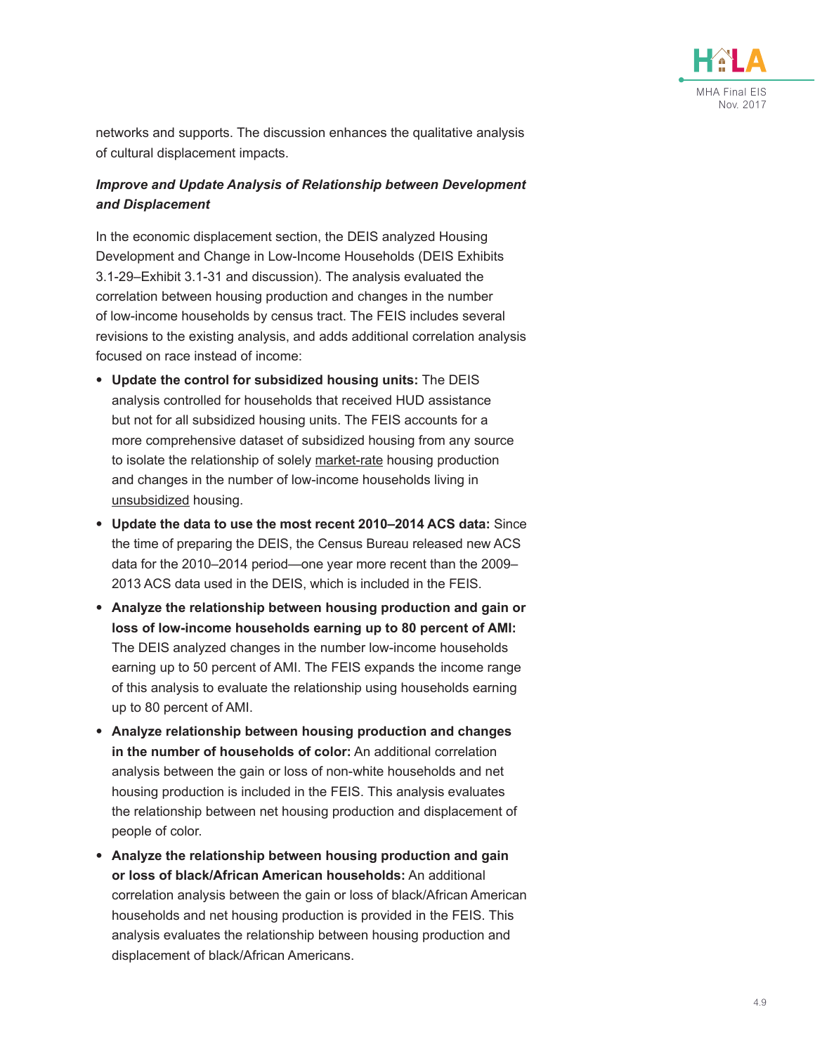networks and supports. The discussion enhances the qualitative analysis of cultural displacement impacts.

***Improve and Update Analysis of Relationship between Development and Displacement***

In the economic displacement section, the DEIS analyzed Housing Development and Change in Low-Income Households (DEIS Exhibits 3.1-29–Exhibit 3.1-31 and discussion). The analysis evaluated the correlation between housing production and changes in the number of low-income households by census tract. The FEIS includes several revisions to the existing analysis, and adds additional correlation analysis focused on race instead of income:

- **Update the control for subsidized housing units:** The DEIS analysis controlled for households that received HUD assistance but not for all subsidized housing units. The FEIS accounts for a more comprehensive dataset of subsidized housing from any source to isolate the relationship of solely market-rate housing production and changes in the number of low-income households living in unsubsidized housing.
- **Update the data to use the most recent 2010–2014 ACS data:** Since the time of preparing the DEIS, the Census Bureau released new ACS data for the 2010–2014 period—one year more recent than the 2009–2013 ACS data used in the DEIS, which is included in the FEIS.
- **Analyze the relationship between housing production and gain or loss of low-income households earning up to 80 percent of AMI:** The DEIS analyzed changes in the number low-income households earning up to 50 percent of AMI. The FEIS expands the income range of this analysis to evaluate the relationship using households earning up to 80 percent of AMI.
- **Analyze relationship between housing production and changes in the number of households of color:** An additional correlation analysis between the gain or loss of non-white households and net housing production is included in the FEIS. This analysis evaluates the relationship between net housing production and displacement of people of color.
- **Analyze the relationship between housing production and gain or loss of black/African American households:** An additional correlation analysis between the gain or loss of black/African American households and net housing production is provided in the FEIS. This analysis evaluates the relationship between housing production and displacement of black/African Americans.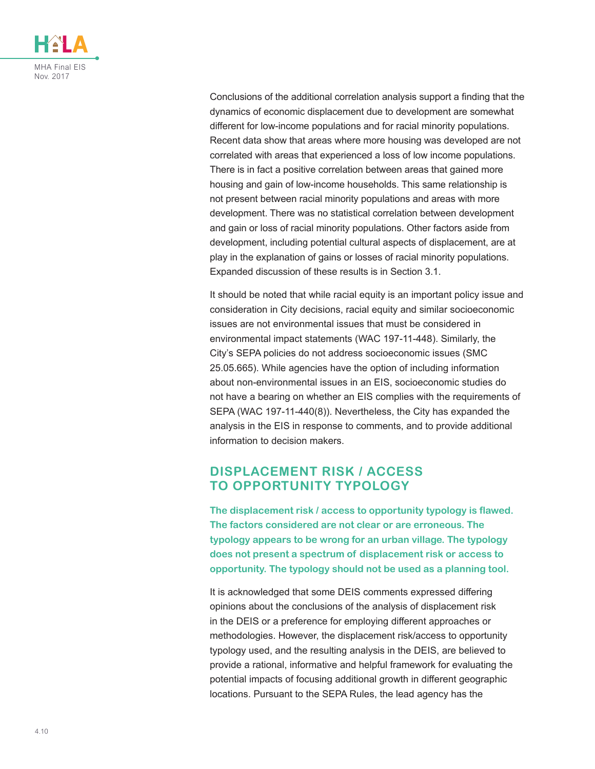Conclusions of the additional correlation analysis support a finding that the dynamics of economic displacement due to development are somewhat different for low-income populations and for racial minority populations. Recent data show that areas where more housing was developed are not correlated with areas that experienced a loss of low income populations. There is in fact a positive correlation between areas that gained more housing and gain of low-income households. This same relationship is not present between racial minority populations and areas with more development. There was no statistical correlation between development and gain or loss of racial minority populations. Other factors aside from development, including potential cultural aspects of displacement, are at play in the explanation of gains or losses of racial minority populations. Expanded discussion of these results is in Section 3.1.

It should be noted that while racial equity is an important policy issue and consideration in City decisions, racial equity and similar socioeconomic issues are not environmental issues that must be considered in environmental impact statements (WAC 197-11-448). Similarly, the City's SEPA policies do not address socioeconomic issues (SMC 25.05.665). While agencies have the option of including information about non-environmental issues in an EIS, socioeconomic studies do not have a bearing on whether an EIS complies with the requirements of SEPA (WAC 197-11-440(8)). Nevertheless, the City has expanded the analysis in the EIS in response to comments, and to provide additional information to decision makers.

## DISPLACEMENT RISK / ACCESS TO OPPORTUNITY TYPOLOGY

**The displacement risk / access to opportunity typology is flawed. The factors considered are not clear or are erroneous. The typology appears to be wrong for an urban village. The typology does not present a spectrum of displacement risk or access to opportunity. The typology should not be used as a planning tool.**

It is acknowledged that some DEIS comments expressed differing opinions about the conclusions of the analysis of displacement risk in the DEIS or a preference for employing different approaches or methodologies. However, the displacement risk/access to opportunity typology used, and the resulting analysis in the DEIS, are believed to provide a rational, informative and helpful framework for evaluating the potential impacts of focusing additional growth in different geographic locations. Pursuant to the SEPA Rules, the lead agency has the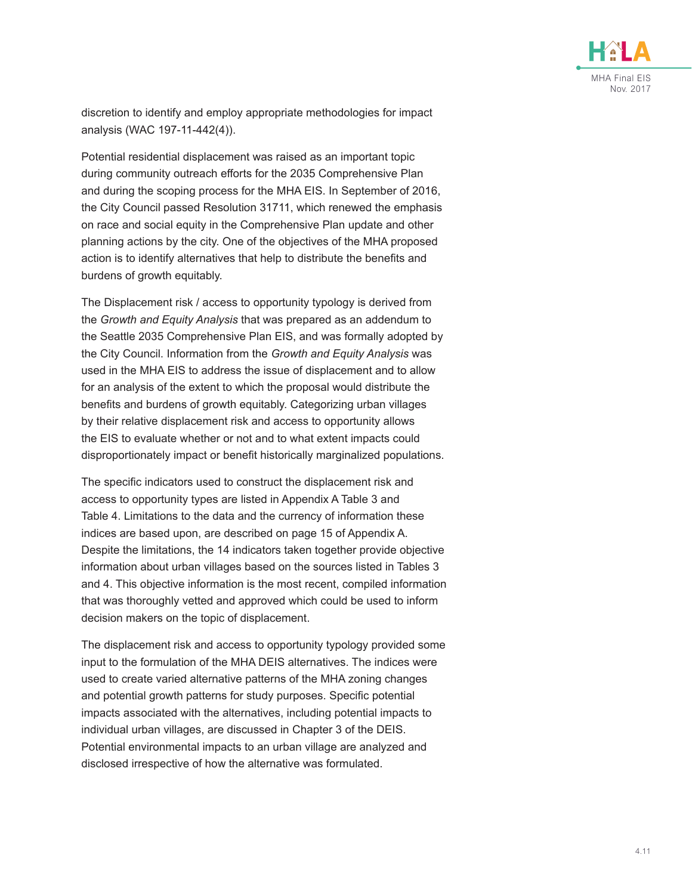discretion to identify and employ appropriate methodologies for impact analysis (WAC 197-11-442(4)).

Potential residential displacement was raised as an important topic during community outreach efforts for the 2035 Comprehensive Plan and during the scoping process for the MHA EIS. In September of 2016, the City Council passed Resolution 31711, which renewed the emphasis on race and social equity in the Comprehensive Plan update and other planning actions by the city. One of the objectives of the MHA proposed action is to identify alternatives that help to distribute the benefits and burdens of growth equitably.

The Displacement risk / access to opportunity typology is derived from the *Growth and Equity Analysis* that was prepared as an addendum to the Seattle 2035 Comprehensive Plan EIS, and was formally adopted by the City Council. Information from the *Growth and Equity Analysis* was used in the MHA EIS to address the issue of displacement and to allow for an analysis of the extent to which the proposal would distribute the benefits and burdens of growth equitably. Categorizing urban villages by their relative displacement risk and access to opportunity allows the EIS to evaluate whether or not and to what extent impacts could disproportionately impact or benefit historically marginalized populations.

The specific indicators used to construct the displacement risk and access to opportunity types are listed in Appendix A Table 3 and Table 4. Limitations to the data and the currency of information these indices are based upon, are described on page 15 of Appendix A. Despite the limitations, the 14 indicators taken together provide objective information about urban villages based on the sources listed in Tables 3 and 4. This objective information is the most recent, compiled information that was thoroughly vetted and approved which could be used to inform decision makers on the topic of displacement.

The displacement risk and access to opportunity typology provided some input to the formulation of the MHA DEIS alternatives. The indices were used to create varied alternative patterns of the MHA zoning changes and potential growth patterns for study purposes. Specific potential impacts associated with the alternatives, including potential impacts to individual urban villages, are discussed in Chapter 3 of the DEIS. Potential environmental impacts to an urban village are analyzed and disclosed irrespective of how the alternative was formulated.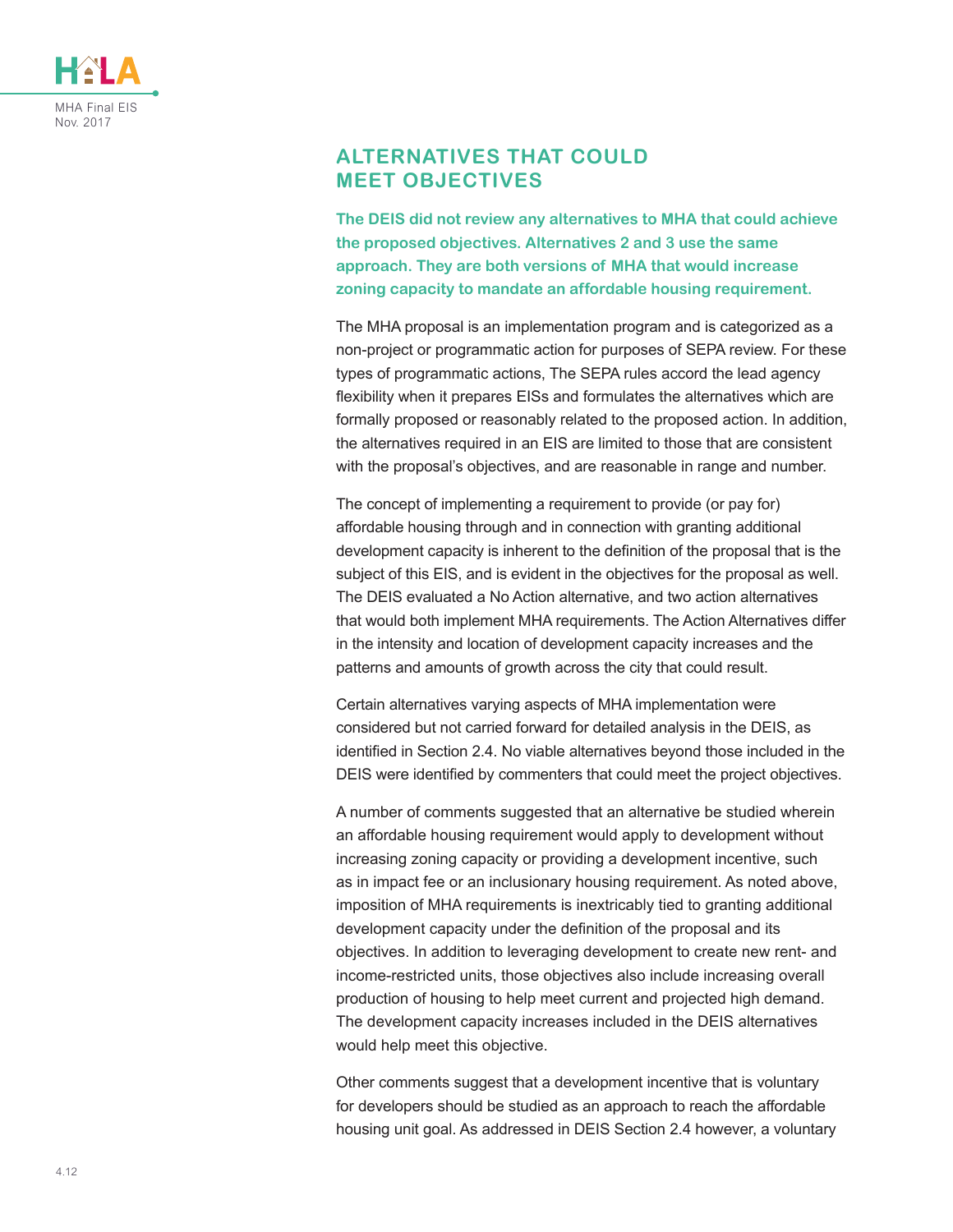## ALTERNATIVES THAT COULD MEET OBJECTIVES

**The DEIS did not review any alternatives to MHA that could achieve the proposed objectives. Alternatives 2 and 3 use the same approach. They are both versions of MHA that would increase zoning capacity to mandate an affordable housing requirement.**

The MHA proposal is an implementation program and is categorized as a non-project or programmatic action for purposes of SEPA review. For these types of programmatic actions, The SEPA rules accord the lead agency flexibility when it prepares EISs and formulates the alternatives which are formally proposed or reasonably related to the proposed action. In addition, the alternatives required in an EIS are limited to those that are consistent with the proposal's objectives, and are reasonable in range and number.

The concept of implementing a requirement to provide (or pay for) affordable housing through and in connection with granting additional development capacity is inherent to the definition of the proposal that is the subject of this EIS, and is evident in the objectives for the proposal as well. The DEIS evaluated a No Action alternative, and two action alternatives that would both implement MHA requirements. The Action Alternatives differ in the intensity and location of development capacity increases and the patterns and amounts of growth across the city that could result.

Certain alternatives varying aspects of MHA implementation were considered but not carried forward for detailed analysis in the DEIS, as identified in Section 2.4. No viable alternatives beyond those included in the DEIS were identified by commenters that could meet the project objectives.

A number of comments suggested that an alternative be studied wherein an affordable housing requirement would apply to development without increasing zoning capacity or providing a development incentive, such as in impact fee or an inclusionary housing requirement. As noted above, imposition of MHA requirements is inextricably tied to granting additional development capacity under the definition of the proposal and its objectives. In addition to leveraging development to create new rent- and income-restricted units, those objectives also include increasing overall production of housing to help meet current and projected high demand. The development capacity increases included in the DEIS alternatives would help meet this objective.

Other comments suggest that a development incentive that is voluntary for developers should be studied as an approach to reach the affordable housing unit goal. As addressed in DEIS Section 2.4 however, a voluntary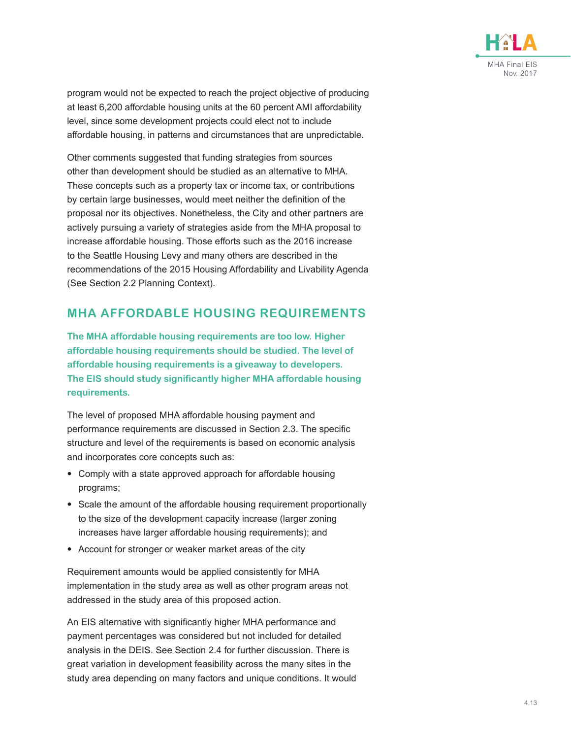program would not be expected to reach the project objective of producing at least 6,200 affordable housing units at the 60 percent AMI affordability level, since some development projects could elect not to include affordable housing, in patterns and circumstances that are unpredictable.

Other comments suggested that funding strategies from sources other than development should be studied as an alternative to MHA. These concepts such as a property tax or income tax, or contributions by certain large businesses, would meet neither the definition of the proposal nor its objectives. Nonetheless, the City and other partners are actively pursuing a variety of strategies aside from the MHA proposal to increase affordable housing. Those efforts such as the 2016 increase to the Seattle Housing Levy and many others are described in the recommendations of the 2015 Housing Affordability and Livability Agenda (See Section 2.2 Planning Context).

## MHA AFFORDABLE HOUSING REQUIREMENTS

**The MHA affordable housing requirements are too low. Higher affordable housing requirements should be studied. The level of affordable housing requirements is a giveaway to developers. The EIS should study significantly higher MHA affordable housing requirements.**

The level of proposed MHA affordable housing payment and performance requirements are discussed in Section 2.3. The specific structure and level of the requirements is based on economic analysis and incorporates core concepts such as:

- Comply with a state approved approach for affordable housing programs;
- Scale the amount of the affordable housing requirement proportionally to the size of the development capacity increase (larger zoning increases have larger affordable housing requirements); and
- Account for stronger or weaker market areas of the city

Requirement amounts would be applied consistently for MHA implementation in the study area as well as other program areas not addressed in the study area of this proposed action.

An EIS alternative with significantly higher MHA performance and payment percentages was considered but not included for detailed analysis in the DEIS. See Section 2.4 for further discussion. There is great variation in development feasibility across the many sites in the study area depending on many factors and unique conditions. It would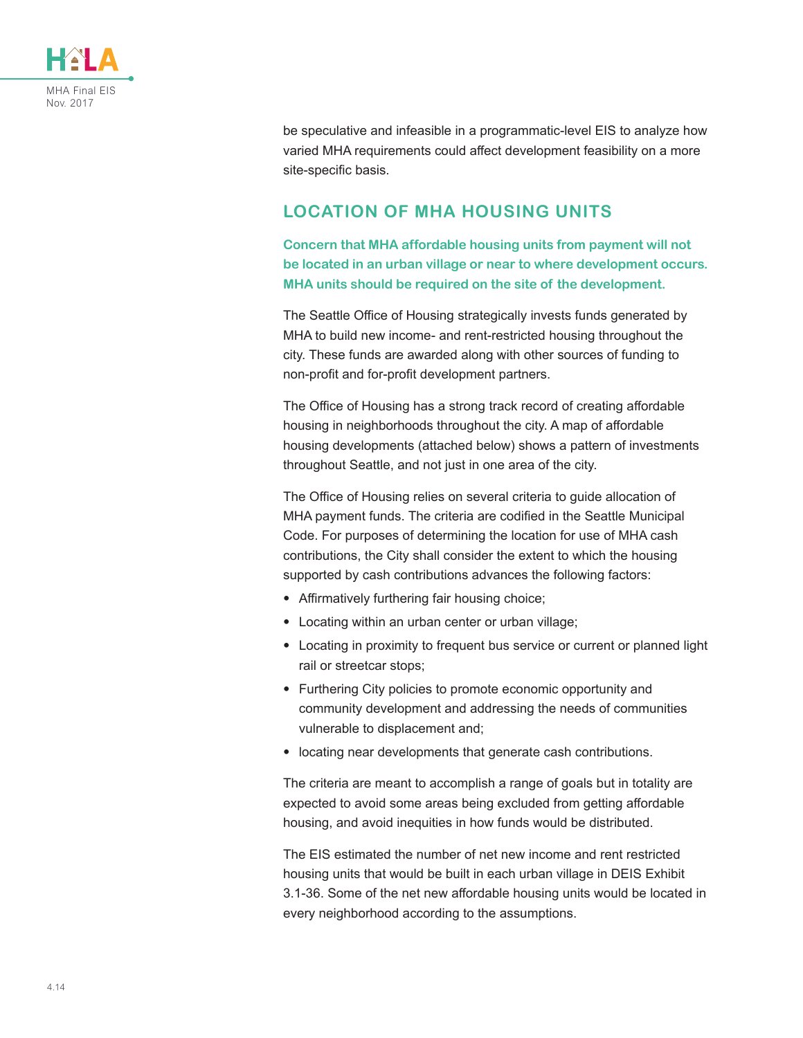be speculative and infeasible in a programmatic-level EIS to analyze how varied MHA requirements could affect development feasibility on a more site-specific basis.

## LOCATION OF MHA HOUSING UNITS

**Concern that MHA affordable housing units from payment will not be located in an urban village or near to where development occurs. MHA units should be required on the site of the development.**

The Seattle Office of Housing strategically invests funds generated by MHA to build new income- and rent-restricted housing throughout the city. These funds are awarded along with other sources of funding to non-profit and for-profit development partners.

The Office of Housing has a strong track record of creating affordable housing in neighborhoods throughout the city. A map of affordable housing developments (attached below) shows a pattern of investments throughout Seattle, and not just in one area of the city.

The Office of Housing relies on several criteria to guide allocation of MHA payment funds. The criteria are codified in the Seattle Municipal Code. For purposes of determining the location for use of MHA cash contributions, the City shall consider the extent to which the housing supported by cash contributions advances the following factors:

- Affirmatively furthering fair housing choice;
- Locating within an urban center or urban village;
- Locating in proximity to frequent bus service or current or planned light rail or streetcar stops;
- Furthering City policies to promote economic opportunity and community development and addressing the needs of communities vulnerable to displacement and;
- locating near developments that generate cash contributions.

The criteria are meant to accomplish a range of goals but in totality are expected to avoid some areas being excluded from getting affordable housing, and avoid inequities in how funds would be distributed.

The EIS estimated the number of net new income and rent restricted housing units that would be built in each urban village in DEIS Exhibit 3.1-36. Some of the net new affordable housing units would be located in every neighborhood according to the assumptions.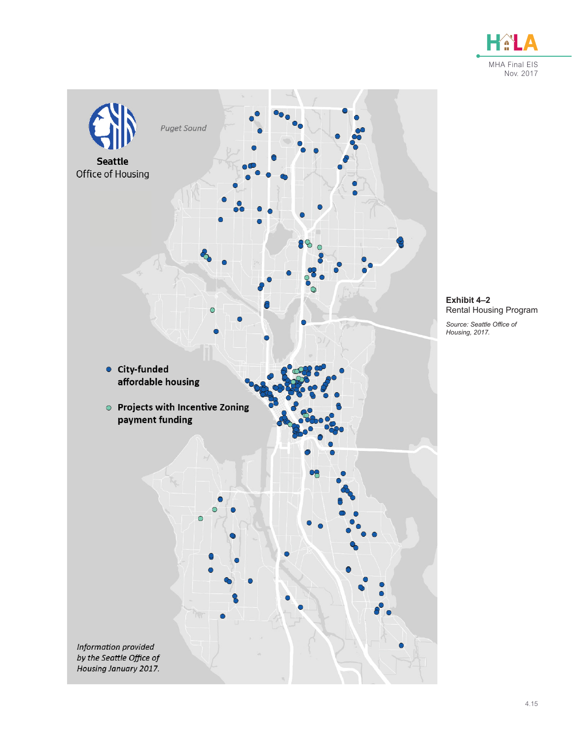Seattle Office of Housing

Puget Sound

- City-funded affordable housing
- Projects with Incentive Zoning payment funding

*Information provided by the Seattle Office of Housing January 2017.*

**Exhibit 4–2**
Rental Housing Program

*Source: Seattle Office of Housing, 2017.*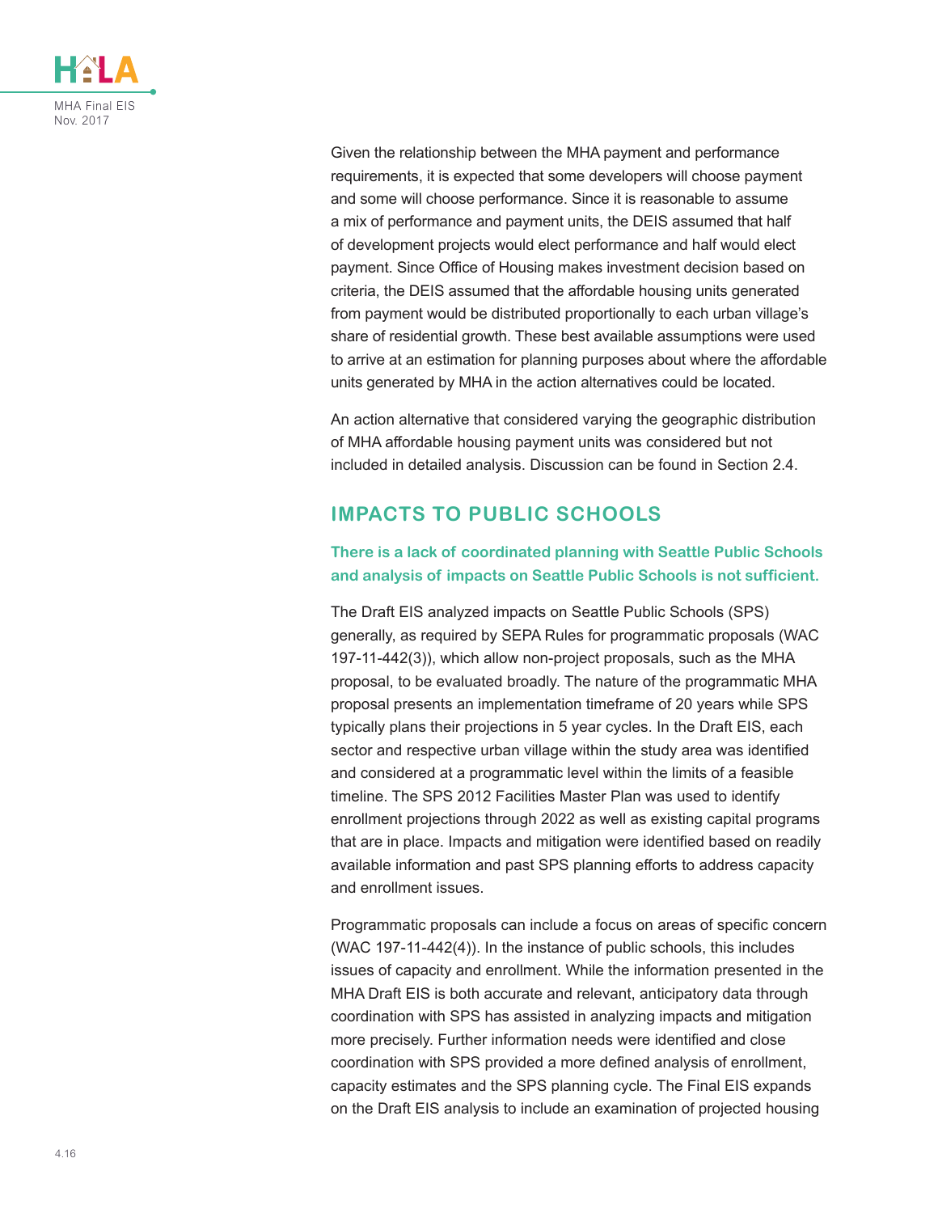Given the relationship between the MHA payment and performance requirements, it is expected that some developers will choose payment and some will choose performance. Since it is reasonable to assume a mix of performance and payment units, the DEIS assumed that half of development projects would elect performance and half would elect payment. Since Office of Housing makes investment decision based on criteria, the DEIS assumed that the affordable housing units generated from payment would be distributed proportionally to each urban village's share of residential growth. These best available assumptions were used to arrive at an estimation for planning purposes about where the affordable units generated by MHA in the action alternatives could be located.

An action alternative that considered varying the geographic distribution of MHA affordable housing payment units was considered but not included in detailed analysis. Discussion can be found in Section 2.4.

## IMPACTS TO PUBLIC SCHOOLS

### There is a lack of coordinated planning with Seattle Public Schools and analysis of impacts on Seattle Public Schools is not sufficient.

The Draft EIS analyzed impacts on Seattle Public Schools (SPS) generally, as required by SEPA Rules for programmatic proposals (WAC 197-11-442(3)), which allow non-project proposals, such as the MHA proposal, to be evaluated broadly. The nature of the programmatic MHA proposal presents an implementation timeframe of 20 years while SPS typically plans their projections in 5 year cycles. In the Draft EIS, each sector and respective urban village within the study area was identified and considered at a programmatic level within the limits of a feasible timeline. The SPS 2012 Facilities Master Plan was used to identify enrollment projections through 2022 as well as existing capital programs that are in place. Impacts and mitigation were identified based on readily available information and past SPS planning efforts to address capacity and enrollment issues.

Programmatic proposals can include a focus on areas of specific concern (WAC 197-11-442(4)). In the instance of public schools, this includes issues of capacity and enrollment. While the information presented in the MHA Draft EIS is both accurate and relevant, anticipatory data through coordination with SPS has assisted in analyzing impacts and mitigation more precisely. Further information needs were identified and close coordination with SPS provided a more defined analysis of enrollment, capacity estimates and the SPS planning cycle. The Final EIS expands on the Draft EIS analysis to include an examination of projected housing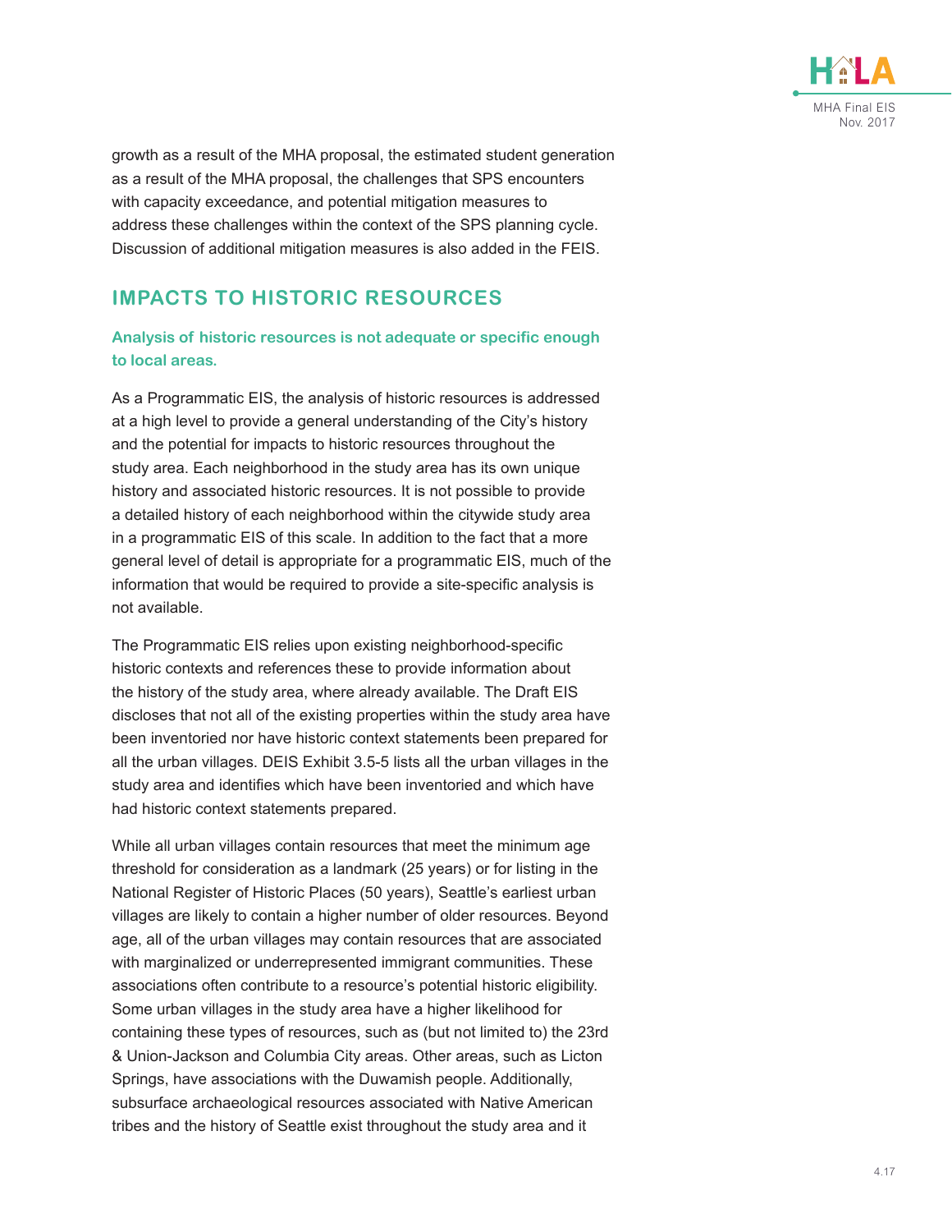growth as a result of the MHA proposal, the estimated student generation as a result of the MHA proposal, the challenges that SPS encounters with capacity exceedance, and potential mitigation measures to address these challenges within the context of the SPS planning cycle. Discussion of additional mitigation measures is also added in the FEIS.

## IMPACTS TO HISTORIC RESOURCES

### Analysis of historic resources is not adequate or specific enough to local areas.

As a Programmatic EIS, the analysis of historic resources is addressed at a high level to provide a general understanding of the City's history and the potential for impacts to historic resources throughout the study area. Each neighborhood in the study area has its own unique history and associated historic resources. It is not possible to provide a detailed history of each neighborhood within the citywide study area in a programmatic EIS of this scale. In addition to the fact that a more general level of detail is appropriate for a programmatic EIS, much of the information that would be required to provide a site-specific analysis is not available.

The Programmatic EIS relies upon existing neighborhood-specific historic contexts and references these to provide information about the history of the study area, where already available. The Draft EIS discloses that not all of the existing properties within the study area have been inventoried nor have historic context statements been prepared for all the urban villages. DEIS Exhibit 3.5-5 lists all the urban villages in the study area and identifies which have been inventoried and which have had historic context statements prepared.

While all urban villages contain resources that meet the minimum age threshold for consideration as a landmark (25 years) or for listing in the National Register of Historic Places (50 years), Seattle's earliest urban villages are likely to contain a higher number of older resources. Beyond age, all of the urban villages may contain resources that are associated with marginalized or underrepresented immigrant communities. These associations often contribute to a resource's potential historic eligibility. Some urban villages in the study area have a higher likelihood for containing these types of resources, such as (but not limited to) the 23rd & Union-Jackson and Columbia City areas. Other areas, such as Licton Springs, have associations with the Duwamish people. Additionally, subsurface archaeological resources associated with Native American tribes and the history of Seattle exist throughout the study area and it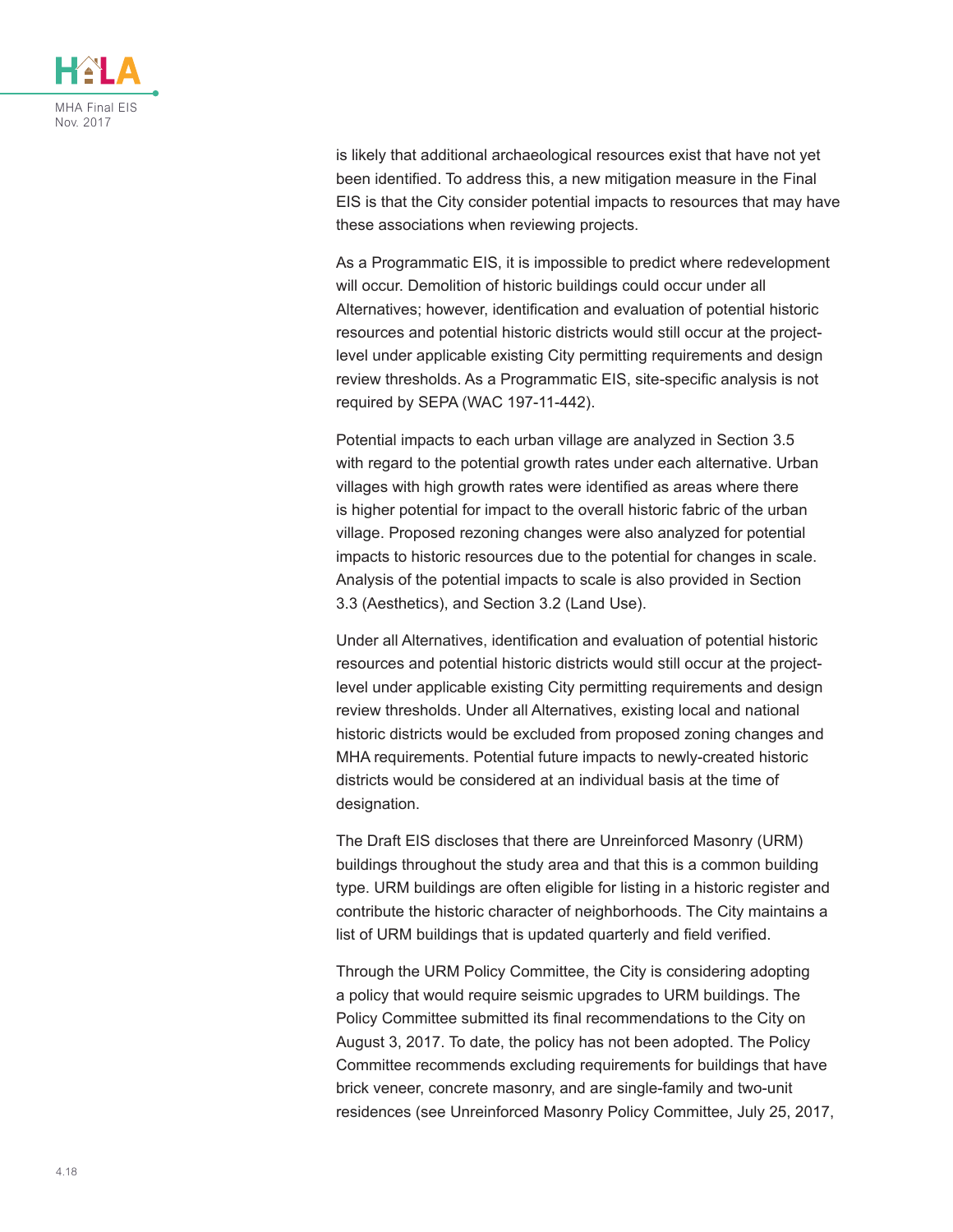is likely that additional archaeological resources exist that have not yet been identified. To address this, a new mitigation measure in the Final EIS is that the City consider potential impacts to resources that may have these associations when reviewing projects.

As a Programmatic EIS, it is impossible to predict where redevelopment will occur. Demolition of historic buildings could occur under all Alternatives; however, identification and evaluation of potential historic resources and potential historic districts would still occur at the project-level under applicable existing City permitting requirements and design review thresholds. As a Programmatic EIS, site-specific analysis is not required by SEPA (WAC 197-11-442).

Potential impacts to each urban village are analyzed in Section 3.5 with regard to the potential growth rates under each alternative. Urban villages with high growth rates were identified as areas where there is higher potential for impact to the overall historic fabric of the urban village. Proposed rezoning changes were also analyzed for potential impacts to historic resources due to the potential for changes in scale. Analysis of the potential impacts to scale is also provided in Section 3.3 (Aesthetics), and Section 3.2 (Land Use).

Under all Alternatives, identification and evaluation of potential historic resources and potential historic districts would still occur at the project-level under applicable existing City permitting requirements and design review thresholds. Under all Alternatives, existing local and national historic districts would be excluded from proposed zoning changes and MHA requirements. Potential future impacts to newly-created historic districts would be considered at an individual basis at the time of designation.

The Draft EIS discloses that there are Unreinforced Masonry (URM) buildings throughout the study area and that this is a common building type. URM buildings are often eligible for listing in a historic register and contribute the historic character of neighborhoods. The City maintains a list of URM buildings that is updated quarterly and field verified.

Through the URM Policy Committee, the City is considering adopting a policy that would require seismic upgrades to URM buildings. The Policy Committee submitted its final recommendations to the City on August 3, 2017. To date, the policy has not been adopted. The Policy Committee recommends excluding requirements for buildings that have brick veneer, concrete masonry, and are single-family and two-unit residences (see Unreinforced Masonry Policy Committee, July 25, 2017,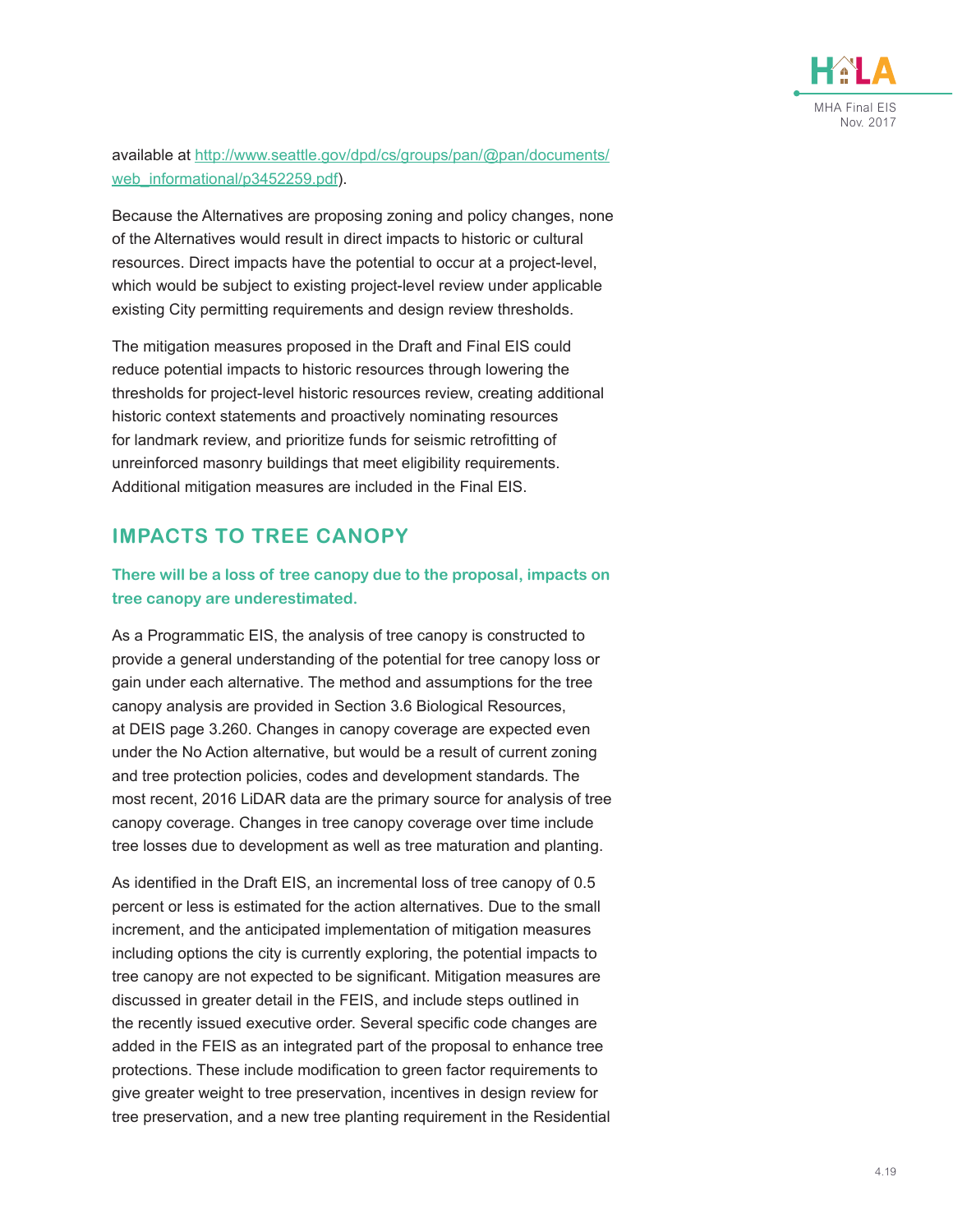available at [http://www.seattle.gov/dpd/cs/groups/pan/@pan/documents/web_informational/p3452259.pdf](http://www.seattle.gov/dpd/cs/groups/pan/@pan/documents/web_informational/p3452259.pdf)).

Because the Alternatives are proposing zoning and policy changes, none of the Alternatives would result in direct impacts to historic or cultural resources. Direct impacts have the potential to occur at a project-level, which would be subject to existing project-level review under applicable existing City permitting requirements and design review thresholds.

The mitigation measures proposed in the Draft and Final EIS could reduce potential impacts to historic resources through lowering the thresholds for project-level historic resources review, creating additional historic context statements and proactively nominating resources for landmark review, and prioritize funds for seismic retrofitting of unreinforced masonry buildings that meet eligibility requirements. Additional mitigation measures are included in the Final EIS.

## IMPACTS TO TREE CANOPY

### There will be a loss of tree canopy due to the proposal, impacts on tree canopy are underestimated.

As a Programmatic EIS, the analysis of tree canopy is constructed to provide a general understanding of the potential for tree canopy loss or gain under each alternative. The method and assumptions for the tree canopy analysis are provided in Section 3.6 Biological Resources, at DEIS page 3.260. Changes in canopy coverage are expected even under the No Action alternative, but would be a result of current zoning and tree protection policies, codes and development standards. The most recent, 2016 LiDAR data are the primary source for analysis of tree canopy coverage. Changes in tree canopy coverage over time include tree losses due to development as well as tree maturation and planting.

As identified in the Draft EIS, an incremental loss of tree canopy of 0.5 percent or less is estimated for the action alternatives. Due to the small increment, and the anticipated implementation of mitigation measures including options the city is currently exploring, the potential impacts to tree canopy are not expected to be significant. Mitigation measures are discussed in greater detail in the FEIS, and include steps outlined in the recently issued executive order. Several specific code changes are added in the FEIS as an integrated part of the proposal to enhance tree protections. These include modification to green factor requirements to give greater weight to tree preservation, incentives in design review for tree preservation, and a new tree planting requirement in the Residential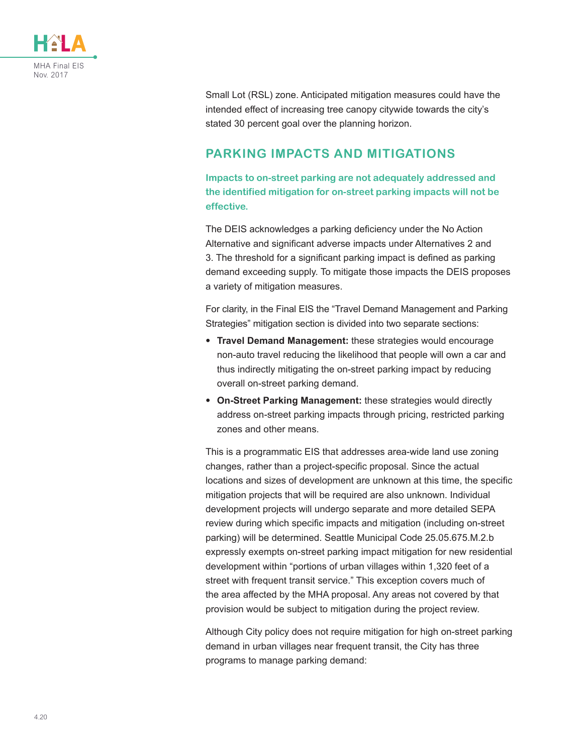Small Lot (RSL) zone. Anticipated mitigation measures could have the intended effect of increasing tree canopy citywide towards the city's stated 30 percent goal over the planning horizon.

## PARKING IMPACTS AND MITIGATIONS

### Impacts to on-street parking are not adequately addressed and the identified mitigation for on-street parking impacts will not be effective.

The DEIS acknowledges a parking deficiency under the No Action Alternative and significant adverse impacts under Alternatives 2 and 3. The threshold for a significant parking impact is defined as parking demand exceeding supply. To mitigate those impacts the DEIS proposes a variety of mitigation measures.

For clarity, in the Final EIS the "Travel Demand Management and Parking Strategies" mitigation section is divided into two separate sections:

- **Travel Demand Management:** these strategies would encourage non-auto travel reducing the likelihood that people will own a car and thus indirectly mitigating the on-street parking impact by reducing overall on-street parking demand.
- **On-Street Parking Management:** these strategies would directly address on-street parking impacts through pricing, restricted parking zones and other means.

This is a programmatic EIS that addresses area-wide land use zoning changes, rather than a project-specific proposal. Since the actual locations and sizes of development are unknown at this time, the specific mitigation projects that will be required are also unknown. Individual development projects will undergo separate and more detailed SEPA review during which specific impacts and mitigation (including on-street parking) will be determined. Seattle Municipal Code 25.05.675.M.2.b expressly exempts on-street parking impact mitigation for new residential development within "portions of urban villages within 1,320 feet of a street with frequent transit service." This exception covers much of the area affected by the MHA proposal. Any areas not covered by that provision would be subject to mitigation during the project review.

Although City policy does not require mitigation for high on-street parking demand in urban villages near frequent transit, the City has three programs to manage parking demand: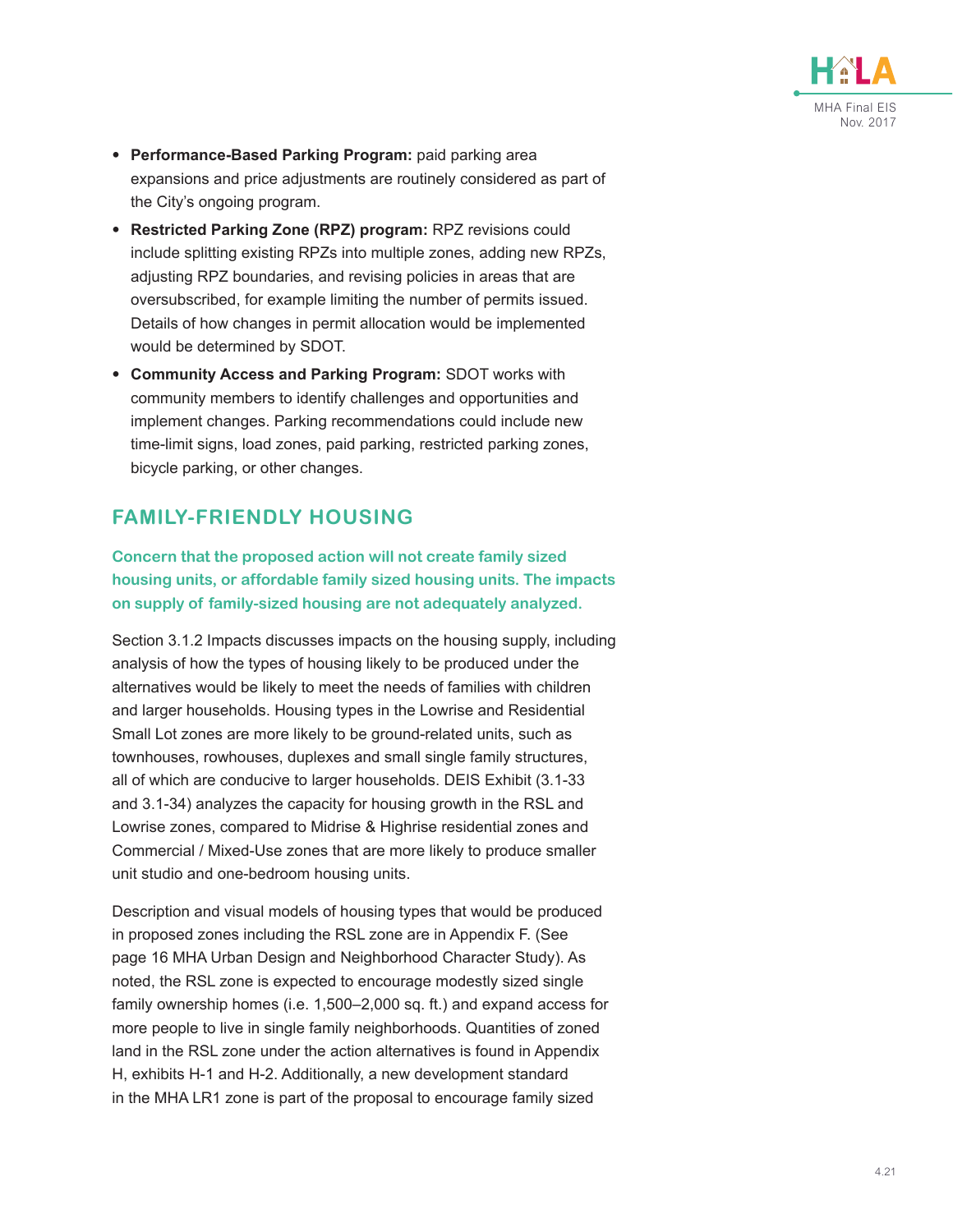- **Performance-Based Parking Program:** paid parking area expansions and price adjustments are routinely considered as part of the City's ongoing program.
- **Restricted Parking Zone (RPZ) program:** RPZ revisions could include splitting existing RPZs into multiple zones, adding new RPZs, adjusting RPZ boundaries, and revising policies in areas that are oversubscribed, for example limiting the number of permits issued. Details of how changes in permit allocation would be implemented would be determined by SDOT.
- **Community Access and Parking Program:** SDOT works with community members to identify challenges and opportunities and implement changes. Parking recommendations could include new time-limit signs, load zones, paid parking, restricted parking zones, bicycle parking, or other changes.

## FAMILY-FRIENDLY HOUSING

**Concern that the proposed action will not create family sized housing units, or affordable family sized housing units. The impacts on supply of family-sized housing are not adequately analyzed.**

Section 3.1.2 Impacts discusses impacts on the housing supply, including analysis of how the types of housing likely to be produced under the alternatives would be likely to meet the needs of families with children and larger households. Housing types in the Lowrise and Residential Small Lot zones are more likely to be ground-related units, such as townhouses, rowhouses, duplexes and small single family structures, all of which are conducive to larger households. DEIS Exhibit (3.1-33 and 3.1-34) analyzes the capacity for housing growth in the RSL and Lowrise zones, compared to Midrise & Highrise residential zones and Commercial / Mixed-Use zones that are more likely to produce smaller unit studio and one-bedroom housing units.

Description and visual models of housing types that would be produced in proposed zones including the RSL zone are in Appendix F. (See page 16 MHA Urban Design and Neighborhood Character Study). As noted, the RSL zone is expected to encourage modestly sized single family ownership homes (i.e. 1,500–2,000 sq. ft.) and expand access for more people to live in single family neighborhoods. Quantities of zoned land in the RSL zone under the action alternatives is found in Appendix H, exhibits H-1 and H-2. Additionally, a new development standard in the MHA LR1 zone is part of the proposal to encourage family sized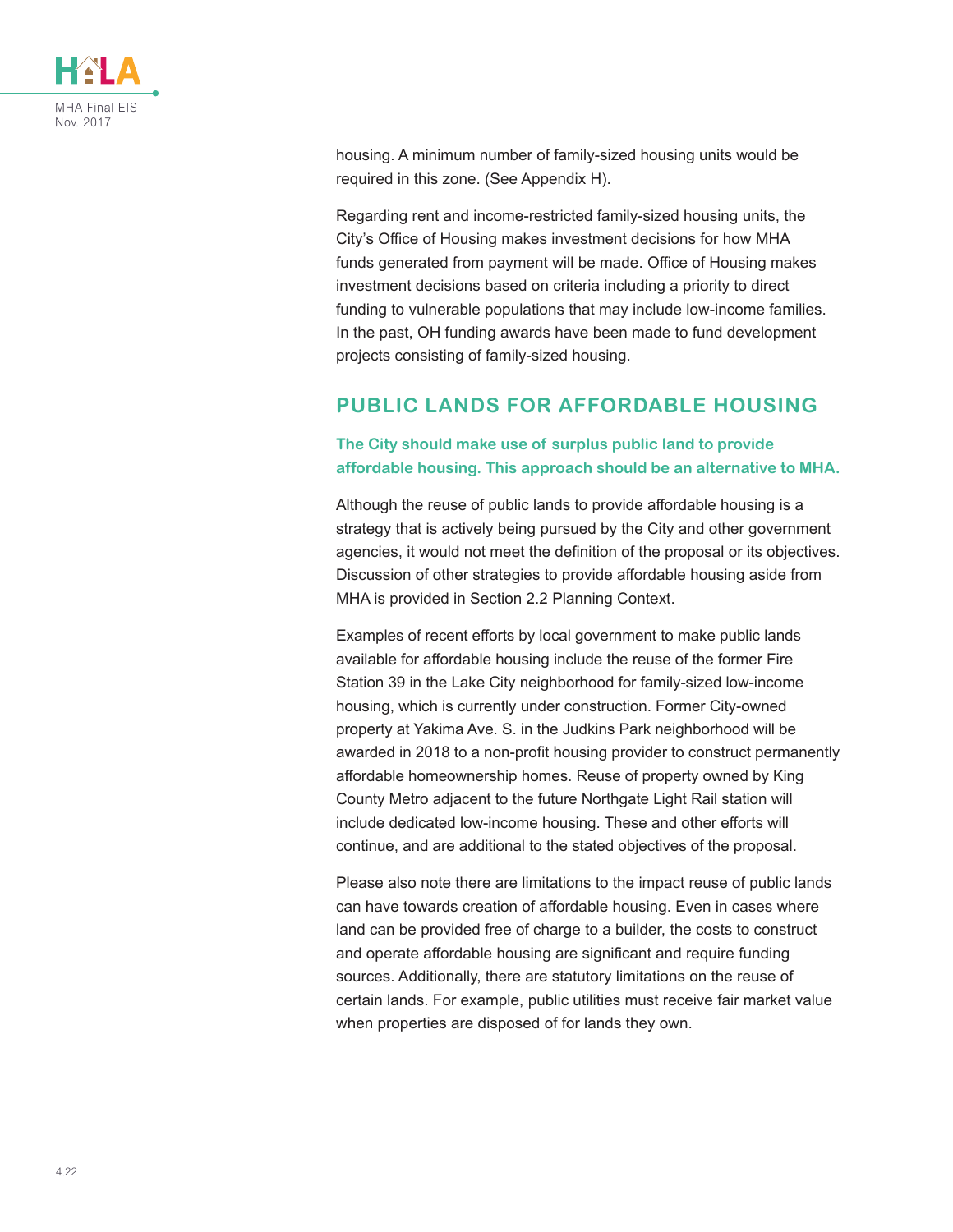housing. A minimum number of family-sized housing units would be required in this zone. (See Appendix H).

Regarding rent and income-restricted family-sized housing units, the City's Office of Housing makes investment decisions for how MHA funds generated from payment will be made. Office of Housing makes investment decisions based on criteria including a priority to direct funding to vulnerable populations that may include low-income families. In the past, OH funding awards have been made to fund development projects consisting of family-sized housing.

## PUBLIC LANDS FOR AFFORDABLE HOUSING

**The City should make use of surplus public land to provide affordable housing. This approach should be an alternative to MHA.**

Although the reuse of public lands to provide affordable housing is a strategy that is actively being pursued by the City and other government agencies, it would not meet the definition of the proposal or its objectives. Discussion of other strategies to provide affordable housing aside from MHA is provided in Section 2.2 Planning Context.

Examples of recent efforts by local government to make public lands available for affordable housing include the reuse of the former Fire Station 39 in the Lake City neighborhood for family-sized low-income housing, which is currently under construction. Former City-owned property at Yakima Ave. S. in the Judkins Park neighborhood will be awarded in 2018 to a non-profit housing provider to construct permanently affordable homeownership homes. Reuse of property owned by King County Metro adjacent to the future Northgate Light Rail station will include dedicated low-income housing. These and other efforts will continue, and are additional to the stated objectives of the proposal.

Please also note there are limitations to the impact reuse of public lands can have towards creation of affordable housing. Even in cases where land can be provided free of charge to a builder, the costs to construct and operate affordable housing are significant and require funding sources. Additionally, there are statutory limitations on the reuse of certain lands. For example, public utilities must receive fair market value when properties are disposed of for lands they own.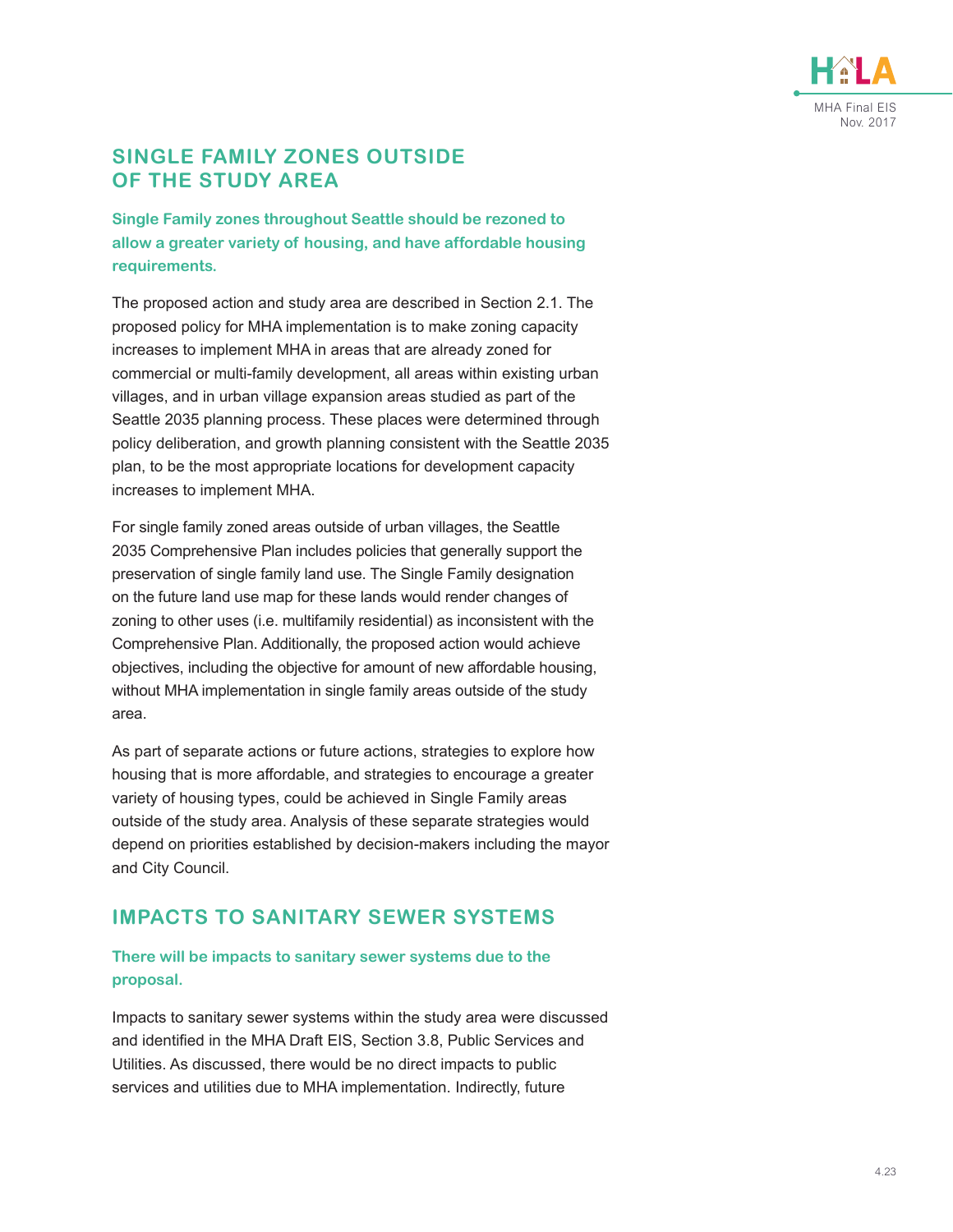## SINGLE FAMILY ZONES OUTSIDE OF THE STUDY AREA

### Single Family zones throughout Seattle should be rezoned to allow a greater variety of housing, and have affordable housing requirements.

The proposed action and study area are described in Section 2.1. The proposed policy for MHA implementation is to make zoning capacity increases to implement MHA in areas that are already zoned for commercial or multi-family development, all areas within existing urban villages, and in urban village expansion areas studied as part of the Seattle 2035 planning process. These places were determined through policy deliberation, and growth planning consistent with the Seattle 2035 plan, to be the most appropriate locations for development capacity increases to implement MHA.

For single family zoned areas outside of urban villages, the Seattle 2035 Comprehensive Plan includes policies that generally support the preservation of single family land use. The Single Family designation on the future land use map for these lands would render changes of zoning to other uses (i.e. multifamily residential) as inconsistent with the Comprehensive Plan. Additionally, the proposed action would achieve objectives, including the objective for amount of new affordable housing, without MHA implementation in single family areas outside of the study area.

As part of separate actions or future actions, strategies to explore how housing that is more affordable, and strategies to encourage a greater variety of housing types, could be achieved in Single Family areas outside of the study area. Analysis of these separate strategies would depend on priorities established by decision-makers including the mayor and City Council.

## IMPACTS TO SANITARY SEWER SYSTEMS

### There will be impacts to sanitary sewer systems due to the proposal.

Impacts to sanitary sewer systems within the study area were discussed and identified in the MHA Draft EIS, Section 3.8, Public Services and Utilities. As discussed, there would be no direct impacts to public services and utilities due to MHA implementation. Indirectly, future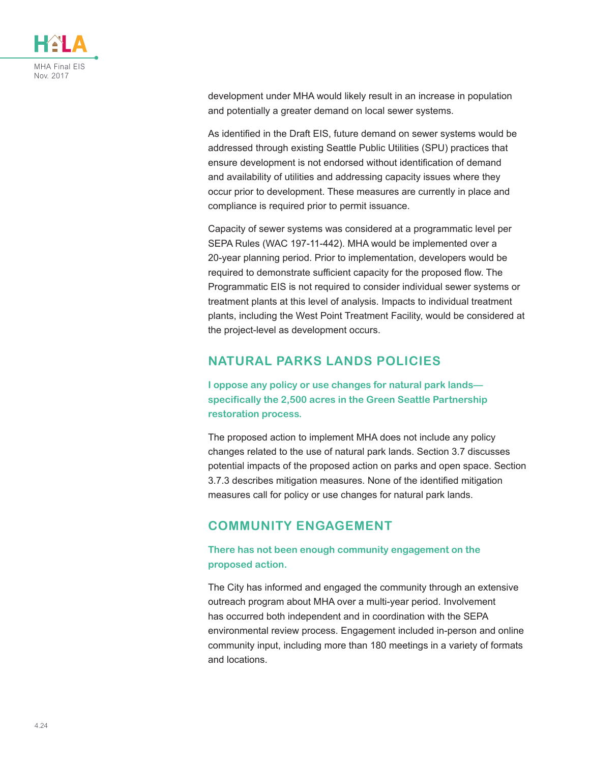development under MHA would likely result in an increase in population and potentially a greater demand on local sewer systems.

As identified in the Draft EIS, future demand on sewer systems would be addressed through existing Seattle Public Utilities (SPU) practices that ensure development is not endorsed without identification of demand and availability of utilities and addressing capacity issues where they occur prior to development. These measures are currently in place and compliance is required prior to permit issuance.

Capacity of sewer systems was considered at a programmatic level per SEPA Rules (WAC 197-11-442). MHA would be implemented over a 20-year planning period. Prior to implementation, developers would be required to demonstrate sufficient capacity for the proposed flow. The Programmatic EIS is not required to consider individual sewer systems or treatment plants at this level of analysis. Impacts to individual treatment plants, including the West Point Treatment Facility, would be considered at the project-level as development occurs.

## NATURAL PARKS LANDS POLICIES

**I oppose any policy or use changes for natural park lands—specifically the 2,500 acres in the Green Seattle Partnership restoration process.**

The proposed action to implement MHA does not include any policy changes related to the use of natural park lands. Section 3.7 discusses potential impacts of the proposed action on parks and open space. Section 3.7.3 describes mitigation measures. None of the identified mitigation measures call for policy or use changes for natural park lands.

## COMMUNITY ENGAGEMENT

**There has not been enough community engagement on the proposed action.**

The City has informed and engaged the community through an extensive outreach program about MHA over a multi-year period. Involvement has occurred both independent and in coordination with the SEPA environmental review process. Engagement included in-person and online community input, including more than 180 meetings in a variety of formats and locations.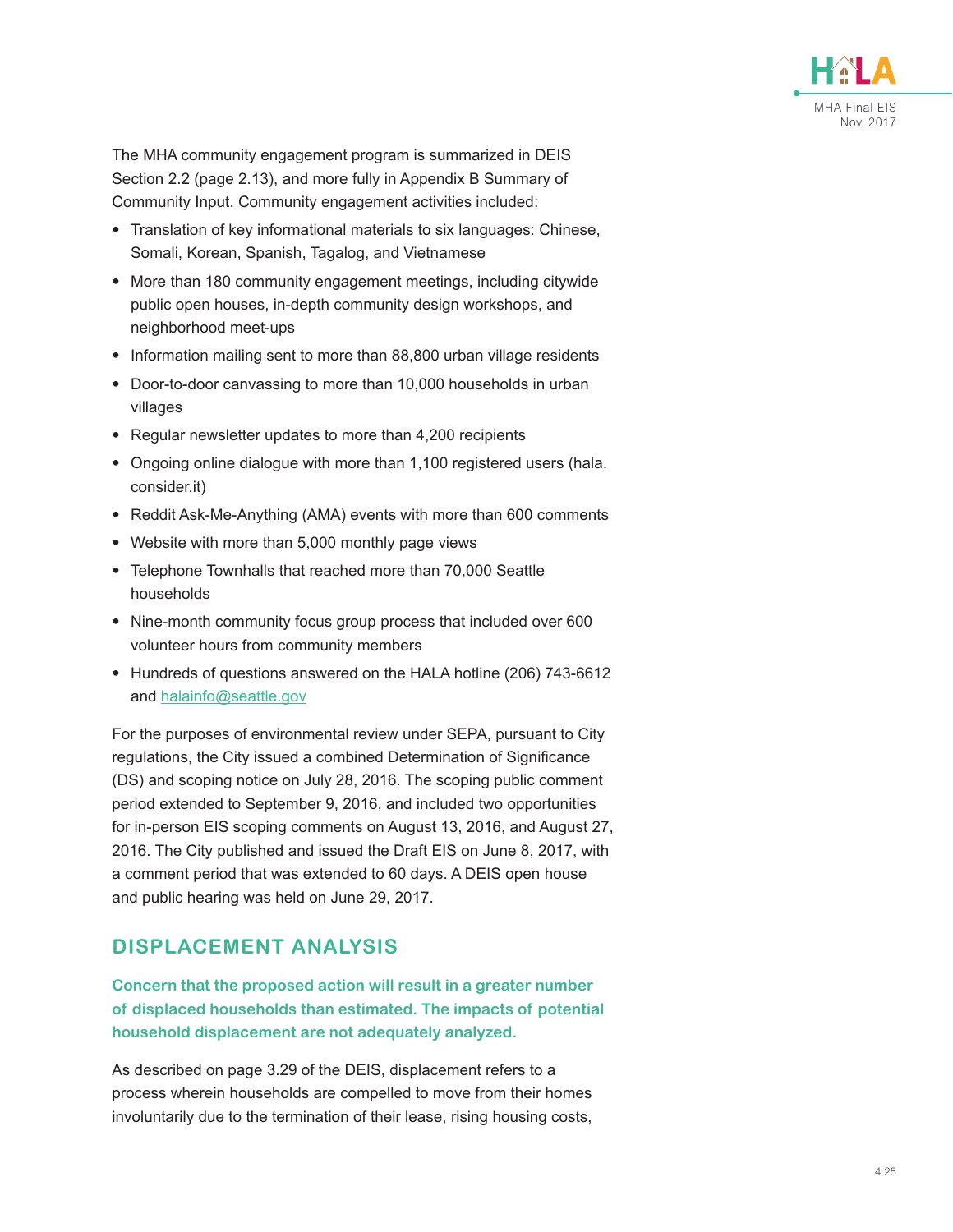The MHA community engagement program is summarized in DEIS Section 2.2 (page 2.13), and more fully in Appendix B Summary of Community Input. Community engagement activities included:

- Translation of key informational materials to six languages: Chinese, Somali, Korean, Spanish, Tagalog, and Vietnamese
- More than 180 community engagement meetings, including citywide public open houses, in-depth community design workshops, and neighborhood meet-ups
- Information mailing sent to more than 88,800 urban village residents
- Door-to-door canvassing to more than 10,000 households in urban villages
- Regular newsletter updates to more than 4,200 recipients
- Ongoing online dialogue with more than 1,100 registered users (hala.consider.it)
- Reddit Ask-Me-Anything (AMA) events with more than 600 comments
- Website with more than 5,000 monthly page views
- Telephone Townhalls that reached more than 70,000 Seattle households
- Nine-month community focus group process that included over 600 volunteer hours from community members
- Hundreds of questions answered on the HALA hotline (206) 743-6612 and halainfo@seattle.gov

For the purposes of environmental review under SEPA, pursuant to City regulations, the City issued a combined Determination of Significance (DS) and scoping notice on July 28, 2016. The scoping public comment period extended to September 9, 2016, and included two opportunities for in-person EIS scoping comments on August 13, 2016, and August 27, 2016. The City published and issued the Draft EIS on June 8, 2017, with a comment period that was extended to 60 days. A DEIS open house and public hearing was held on June 29, 2017.

## DISPLACEMENT ANALYSIS

**Concern that the proposed action will result in a greater number of displaced households than estimated. The impacts of potential household displacement are not adequately analyzed.**

As described on page 3.29 of the DEIS, displacement refers to a process wherein households are compelled to move from their homes involuntarily due to the termination of their lease, rising housing costs,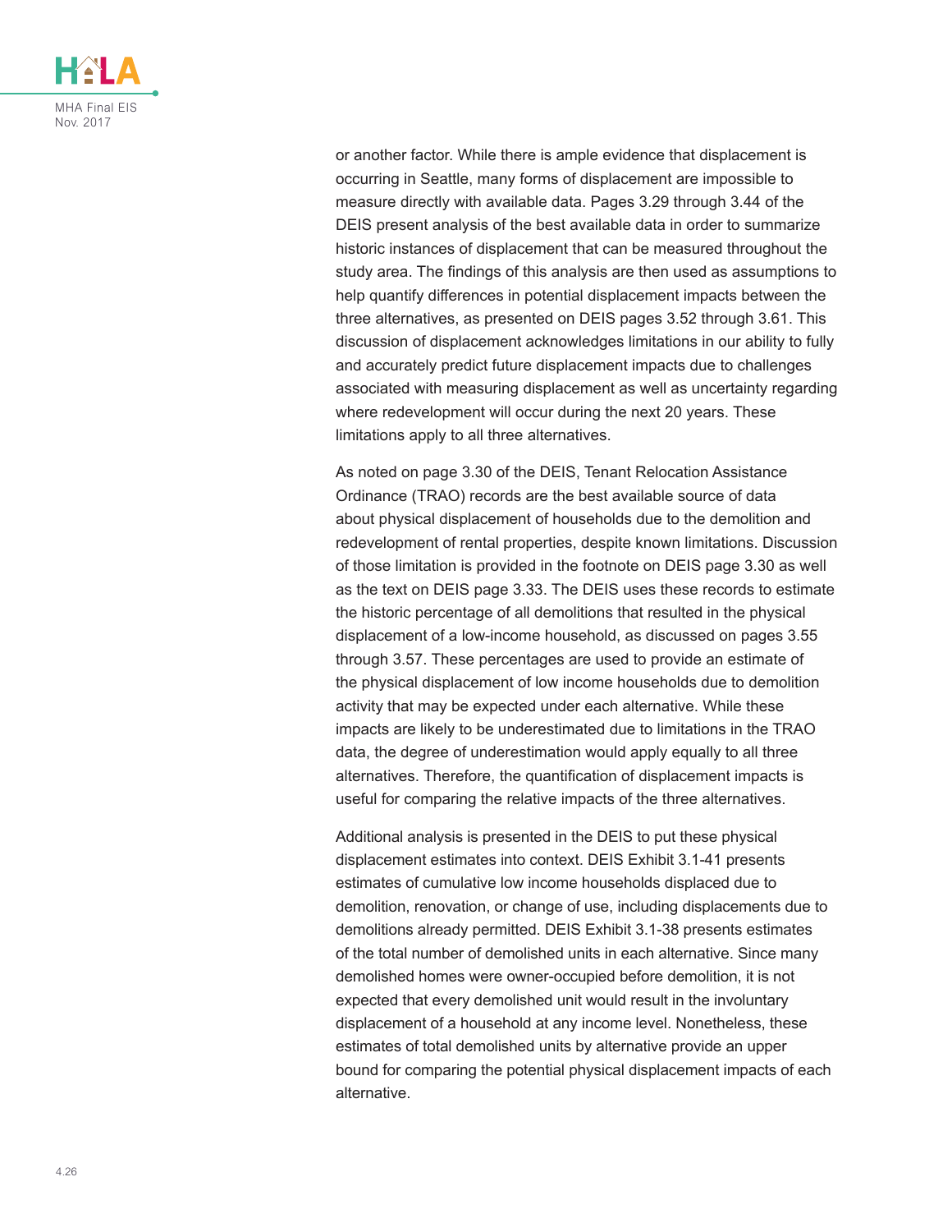or another factor. While there is ample evidence that displacement is occurring in Seattle, many forms of displacement are impossible to measure directly with available data. Pages 3.29 through 3.44 of the DEIS present analysis of the best available data in order to summarize historic instances of displacement that can be measured throughout the study area. The findings of this analysis are then used as assumptions to help quantify differences in potential displacement impacts between the three alternatives, as presented on DEIS pages 3.52 through 3.61. This discussion of displacement acknowledges limitations in our ability to fully and accurately predict future displacement impacts due to challenges associated with measuring displacement as well as uncertainty regarding where redevelopment will occur during the next 20 years. These limitations apply to all three alternatives.

As noted on page 3.30 of the DEIS, Tenant Relocation Assistance Ordinance (TRAO) records are the best available source of data about physical displacement of households due to the demolition and redevelopment of rental properties, despite known limitations. Discussion of those limitation is provided in the footnote on DEIS page 3.30 as well as the text on DEIS page 3.33. The DEIS uses these records to estimate the historic percentage of all demolitions that resulted in the physical displacement of a low-income household, as discussed on pages 3.55 through 3.57. These percentages are used to provide an estimate of the physical displacement of low income households due to demolition activity that may be expected under each alternative. While these impacts are likely to be underestimated due to limitations in the TRAO data, the degree of underestimation would apply equally to all three alternatives. Therefore, the quantification of displacement impacts is useful for comparing the relative impacts of the three alternatives.

Additional analysis is presented in the DEIS to put these physical displacement estimates into context. DEIS Exhibit 3.1-41 presents estimates of cumulative low income households displaced due to demolition, renovation, or change of use, including displacements due to demolitions already permitted. DEIS Exhibit 3.1-38 presents estimates of the total number of demolished units in each alternative. Since many demolished homes were owner-occupied before demolition, it is not expected that every demolished unit would result in the involuntary displacement of a household at any income level. Nonetheless, these estimates of total demolished units by alternative provide an upper bound for comparing the potential physical displacement impacts of each alternative.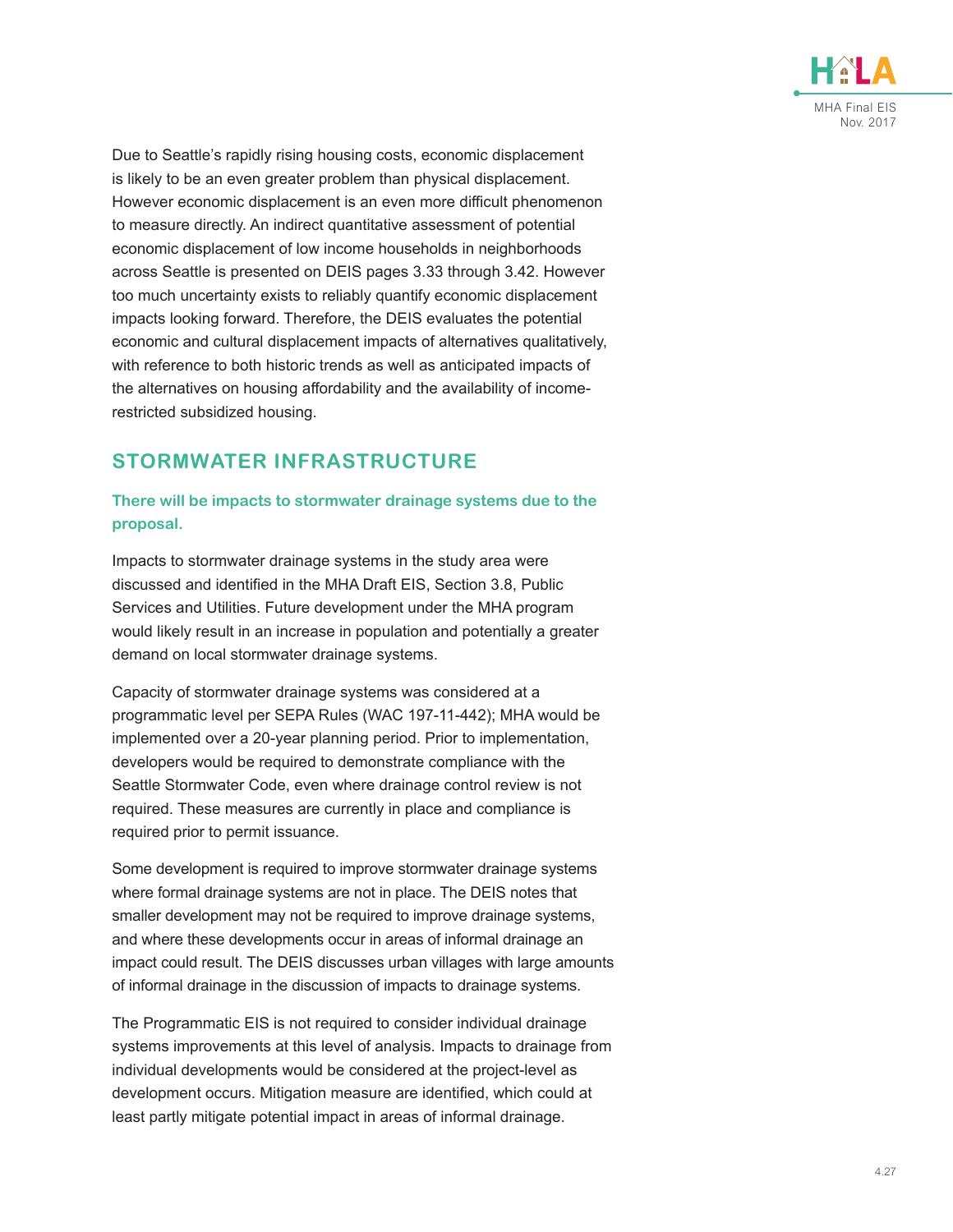Due to Seattle's rapidly rising housing costs, economic displacement is likely to be an even greater problem than physical displacement. However economic displacement is an even more difficult phenomenon to measure directly. An indirect quantitative assessment of potential economic displacement of low income households in neighborhoods across Seattle is presented on DEIS pages 3.33 through 3.42. However too much uncertainty exists to reliably quantify economic displacement impacts looking forward. Therefore, the DEIS evaluates the potential economic and cultural displacement impacts of alternatives qualitatively, with reference to both historic trends as well as anticipated impacts of the alternatives on housing affordability and the availability of income-restricted subsidized housing.

## STORMWATER INFRASTRUCTURE

### There will be impacts to stormwater drainage systems due to the proposal.

Impacts to stormwater drainage systems in the study area were discussed and identified in the MHA Draft EIS, Section 3.8, Public Services and Utilities. Future development under the MHA program would likely result in an increase in population and potentially a greater demand on local stormwater drainage systems.

Capacity of stormwater drainage systems was considered at a programmatic level per SEPA Rules (WAC 197-11-442); MHA would be implemented over a 20-year planning period. Prior to implementation, developers would be required to demonstrate compliance with the Seattle Stormwater Code, even where drainage control review is not required. These measures are currently in place and compliance is required prior to permit issuance.

Some development is required to improve stormwater drainage systems where formal drainage systems are not in place. The DEIS notes that smaller development may not be required to improve drainage systems, and where these developments occur in areas of informal drainage an impact could result. The DEIS discusses urban villages with large amounts of informal drainage in the discussion of impacts to drainage systems.

The Programmatic EIS is not required to consider individual drainage systems improvements at this level of analysis. Impacts to drainage from individual developments would be considered at the project-level as development occurs. Mitigation measure are identified, which could at least partly mitigate potential impact in areas of informal drainage.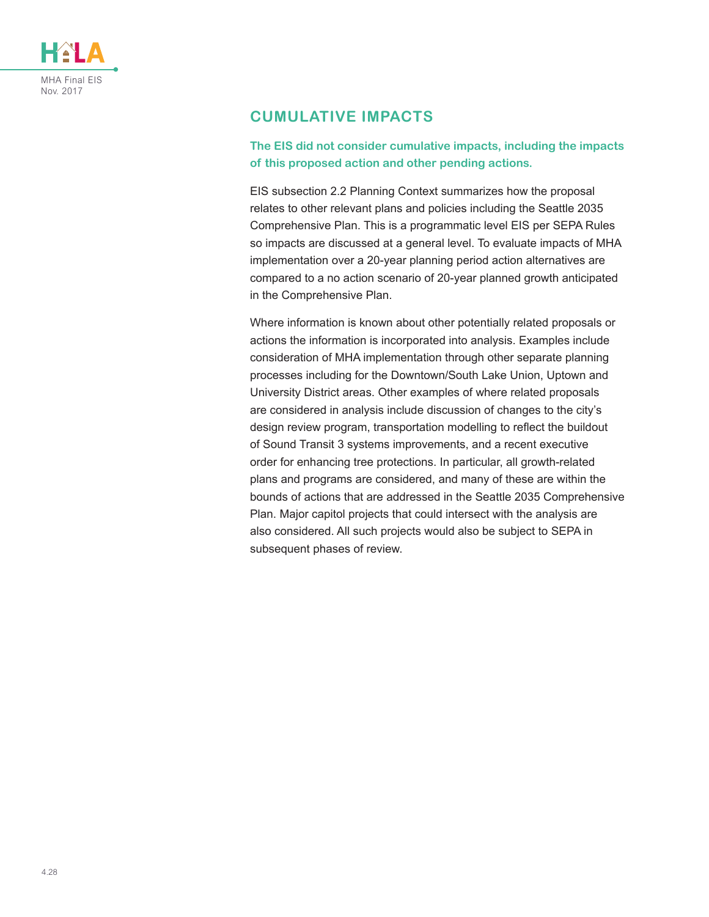## CUMULATIVE IMPACTS

**The EIS did not consider cumulative impacts, including the impacts of this proposed action and other pending actions.**

EIS subsection 2.2 Planning Context summarizes how the proposal relates to other relevant plans and policies including the Seattle 2035 Comprehensive Plan. This is a programmatic level EIS per SEPA Rules so impacts are discussed at a general level. To evaluate impacts of MHA implementation over a 20-year planning period action alternatives are compared to a no action scenario of 20-year planned growth anticipated in the Comprehensive Plan.

Where information is known about other potentially related proposals or actions the information is incorporated into analysis. Examples include consideration of MHA implementation through other separate planning processes including for the Downtown/South Lake Union, Uptown and University District areas. Other examples of where related proposals are considered in analysis include discussion of changes to the city's design review program, transportation modelling to reflect the buildout of Sound Transit 3 systems improvements, and a recent executive order for enhancing tree protections. In particular, all growth-related plans and programs are considered, and many of these are within the bounds of actions that are addressed in the Seattle 2035 Comprehensive Plan. Major capitol projects that could intersect with the analysis are also considered. All such projects would also be subject to SEPA in subsequent phases of review.